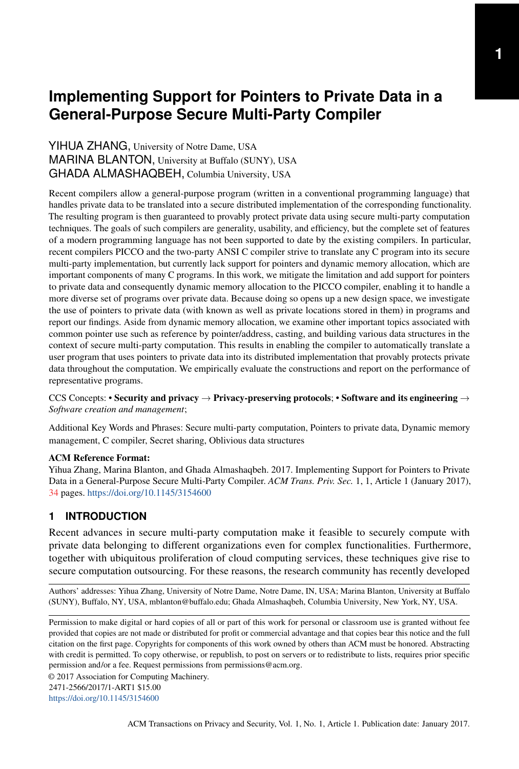# Implementing Support for Pointers to Private Data in a General-Purpose Secure Multi-Party Compiler

YIHUA ZHANG, University of Notre Dame, USA
MARINA BLANTON, University at Buffalo (SUNY), USA
GHADA ALMASHAQBEH, Columbia University, USA

Recent compilers allow a general-purpose program (written in a conventional programming language) that handles private data to be translated into a secure distributed implementation of the corresponding functionality. The resulting program is then guaranteed to provably protect private data using secure multi-party computation techniques. The goals of such compilers are generality, usability, and efficiency, but the complete set of features of a modern programming language has not been supported to date by the existing compilers. In particular, recent compilers PICCO and the two-party ANSI C compiler strive to translate any C program into its secure multi-party implementation, but currently lack support for pointers and dynamic memory allocation, which are important components of many C programs. In this work, we mitigate the limitation and add support for pointers to private data and consequently dynamic memory allocation to the PICCO compiler, enabling it to handle a more diverse set of programs over private data. Because doing so opens up a new design space, we investigate the use of pointers to private data (with known as well as private locations stored in them) in programs and report our findings. Aside from dynamic memory allocation, we examine other important topics associated with common pointer use such as reference by pointer/address, casting, and building various data structures in the context of secure multi-party computation. This results in enabling the compiler to automatically translate a user program that uses pointers to private data into its distributed implementation that provably protects private data throughout the computation. We empirically evaluate the constructions and report on the performance of representative programs.

CCS Concepts: • **Security and privacy** → **Privacy-preserving protocols**; • **Software and its engineering** → *Software creation and management*;

Additional Key Words and Phrases: Secure multi-party computation, Pointers to private data, Dynamic memory management, C compiler, Secret sharing, Oblivious data structures

**ACM Reference Format:**
Yihua Zhang, Marina Blanton, and Ghada Almashaqbeh. 2017. Implementing Support for Pointers to Private Data in a General-Purpose Secure Multi-Party Compiler. *ACM Trans. Priv. Sec.* 1, 1, Article 1 (January 2017), 34 pages. https://doi.org/10.1145/3154600

## 1 INTRODUCTION

Recent advances in secure multi-party computation make it feasible to securely compute with private data belonging to different organizations even for complex functionalities. Furthermore, together with ubiquitous proliferation of cloud computing services, these techniques give rise to secure computation outsourcing. For these reasons, the research community has recently developed

Authors' addresses: Yihua Zhang, University of Notre Dame, Notre Dame, IN, USA; Marina Blanton, University at Buffalo (SUNY), Buffalo, NY, USA, mblanton@buffalo.edu; Ghada Almashaqbeh, Columbia University, New York, NY, USA.

Permission to make digital or hard copies of all or part of this work for personal or classroom use is granted without fee provided that copies are not made or distributed for profit or commercial advantage and that copies bear this notice and the full citation on the first page. Copyrights for components of this work owned by others than ACM must be honored. Abstracting with credit is permitted. To copy otherwise, or republish, to post on servers or to redistribute to lists, requires prior specific permission and/or a fee. Request permissions from permissions@acm.org.

© 2017 Association for Computing Machinery.
2471-2566/2017/1-ART1 $15.00
https://doi.org/10.1145/3154600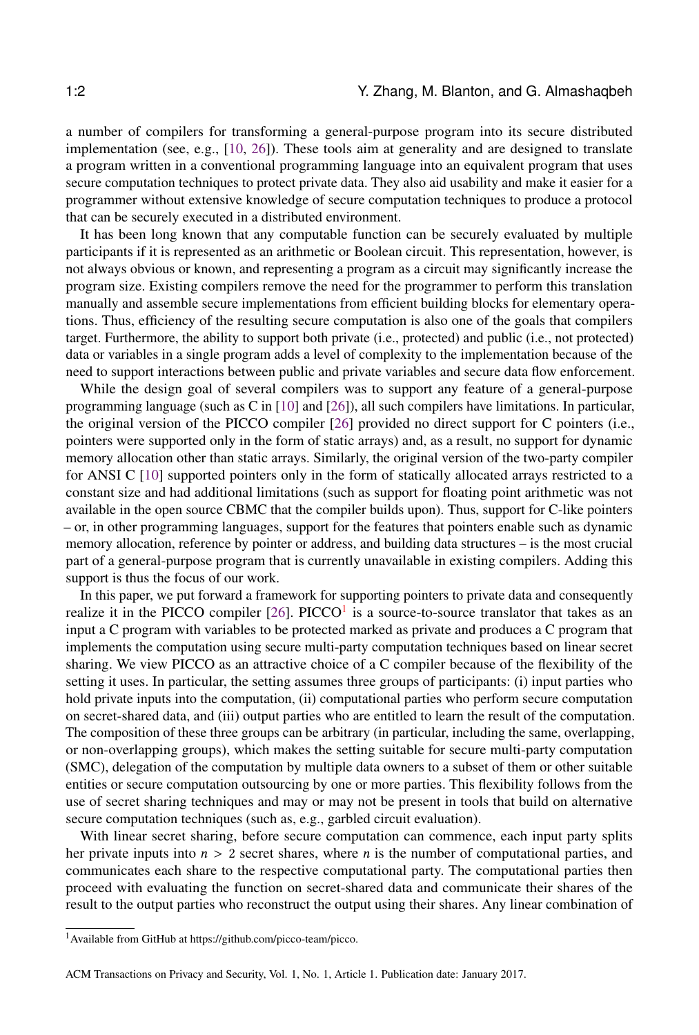a number of compilers for transforming a general-purpose program into its secure distributed implementation (see, e.g., [10, 26]). These tools aim at generality and are designed to translate a program written in a conventional programming language into an equivalent program that uses secure computation techniques to protect private data. They also aid usability and make it easier for a programmer without extensive knowledge of secure computation techniques to produce a protocol that can be securely executed in a distributed environment.

It has been long known that any computable function can be securely evaluated by multiple participants if it is represented as an arithmetic or Boolean circuit. This representation, however, is not always obvious or known, and representing a program as a circuit may significantly increase the program size. Existing compilers remove the need for the programmer to perform this translation manually and assemble secure implementations from efficient building blocks for elementary operations. Thus, efficiency of the resulting secure computation is also one of the goals that compilers target. Furthermore, the ability to support both private (i.e., protected) and public (i.e., not protected) data or variables in a single program adds a level of complexity to the implementation because of the need to support interactions between public and private variables and secure data flow enforcement.

While the design goal of several compilers was to support any feature of a general-purpose programming language (such as C in [10] and [26]), all such compilers have limitations. In particular, the original version of the PICCO compiler [26] provided no direct support for C pointers (i.e., pointers were supported only in the form of static arrays) and, as a result, no support for dynamic memory allocation other than static arrays. Similarly, the original version of the two-party compiler for ANSI C [10] supported pointers only in the form of statically allocated arrays restricted to a constant size and had additional limitations (such as support for floating point arithmetic was not available in the open source CBMC that the compiler builds upon). Thus, support for C-like pointers – or, in other programming languages, support for the features that pointers enable such as dynamic memory allocation, reference by pointer or address, and building data structures – is the most crucial part of a general-purpose program that is currently unavailable in existing compilers. Adding this support is thus the focus of our work.

In this paper, we put forward a framework for supporting pointers to private data and consequently realize it in the PICCO compiler [26]. PICCO[1] is a source-to-source translator that takes as an input a C program with variables to be protected marked as private and produces a C program that implements the computation using secure multi-party computation techniques based on linear secret sharing. We view PICCO as an attractive choice of a C compiler because of the flexibility of the setting it uses. In particular, the setting assumes three groups of participants: (i) input parties who hold private inputs into the computation, (ii) computational parties who perform secure computation on secret-shared data, and (iii) output parties who are entitled to learn the result of the computation. The composition of these three groups can be arbitrary (in particular, including the same, overlapping, or non-overlapping groups), which makes the setting suitable for secure multi-party computation (SMC), delegation of the computation by multiple data owners to a subset of them or other suitable entities or secure computation outsourcing by one or more parties. This flexibility follows from the use of secret sharing techniques and may or may not be present in tools that build on alternative secure computation techniques (such as, e.g., garbled circuit evaluation).

With linear secret sharing, before secure computation can commence, each input party splits her private inputs into $n > 2$ secret shares, where $n$ is the number of computational parties, and communicates each share to the respective computational party. The computational parties then proceed with evaluating the function on secret-shared data and communicate their shares of the result to the output parties who reconstruct the output using their shares. Any linear combination of

[1] Available from GitHub at https://github.com/picco-team/picco.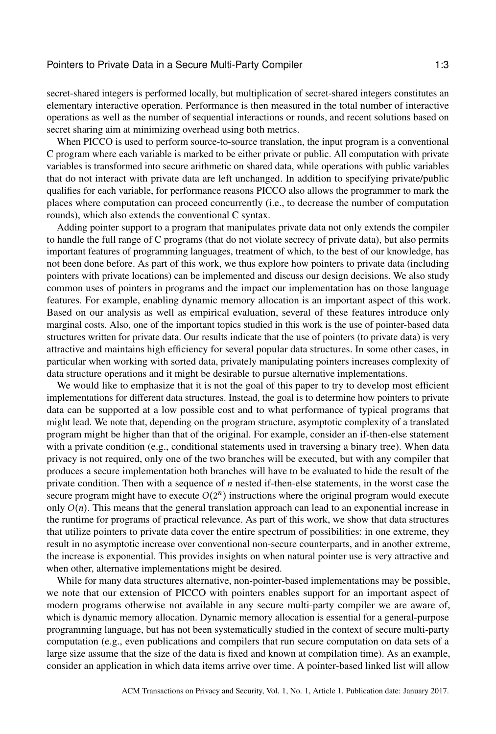secret-shared integers is performed locally, but multiplication of secret-shared integers constitutes an elementary interactive operation. Performance is then measured in the total number of interactive operations as well as the number of sequential interactions or rounds, and recent solutions based on secret sharing aim at minimizing overhead using both metrics.

When PICCO is used to perform source-to-source translation, the input program is a conventional C program where each variable is marked to be either private or public. All computation with private variables is transformed into secure arithmetic on shared data, while operations with public variables that do not interact with private data are left unchanged. In addition to specifying private/public qualifies for each variable, for performance reasons PICCO also allows the programmer to mark the places where computation can proceed concurrently (i.e., to decrease the number of computation rounds), which also extends the conventional C syntax.

Adding pointer support to a program that manipulates private data not only extends the compiler to handle the full range of C programs (that do not violate secrecy of private data), but also permits important features of programming languages, treatment of which, to the best of our knowledge, has not been done before. As part of this work, we thus explore how pointers to private data (including pointers with private locations) can be implemented and discuss our design decisions. We also study common uses of pointers in programs and the impact our implementation has on those language features. For example, enabling dynamic memory allocation is an important aspect of this work. Based on our analysis as well as empirical evaluation, several of these features introduce only marginal costs. Also, one of the important topics studied in this work is the use of pointer-based data structures written for private data. Our results indicate that the use of pointers (to private data) is very attractive and maintains high efficiency for several popular data structures. In some other cases, in particular when working with sorted data, privately manipulating pointers increases complexity of data structure operations and it might be desirable to pursue alternative implementations.

We would like to emphasize that it is not the goal of this paper to try to develop most efficient implementations for different data structures. Instead, the goal is to determine how pointers to private data can be supported at a low possible cost and to what performance of typical programs that might lead. We note that, depending on the program structure, asymptotic complexity of a translated program might be higher than that of the original. For example, consider an if-then-else statement with a private condition (e.g., conditional statements used in traversing a binary tree). When data privacy is not required, only one of the two branches will be executed, but with any compiler that produces a secure implementation both branches will have to be evaluated to hide the result of the private condition. Then with a sequence of $n$ nested if-then-else statements, in the worst case the secure program might have to execute $O(2^n)$ instructions where the original program would execute only $O(n)$. This means that the general translation approach can lead to an exponential increase in the runtime for programs of practical relevance. As part of this work, we show that data structures that utilize pointers to private data cover the entire spectrum of possibilities: in one extreme, they result in no asymptotic increase over conventional non-secure counterparts, and in another extreme, the increase is exponential. This provides insights on when natural pointer use is very attractive and when other, alternative implementations might be desired.

While for many data structures alternative, non-pointer-based implementations may be possible, we note that our extension of PICCO with pointers enables support for an important aspect of modern programs otherwise not available in any secure multi-party compiler we are aware of, which is dynamic memory allocation. Dynamic memory allocation is essential for a general-purpose programming language, but has not been systematically studied in the context of secure multi-party computation (e.g., even publications and compilers that run secure computation on data sets of a large size assume that the size of the data is fixed and known at compilation time). As an example, consider an application in which data items arrive over time. A pointer-based linked list will allow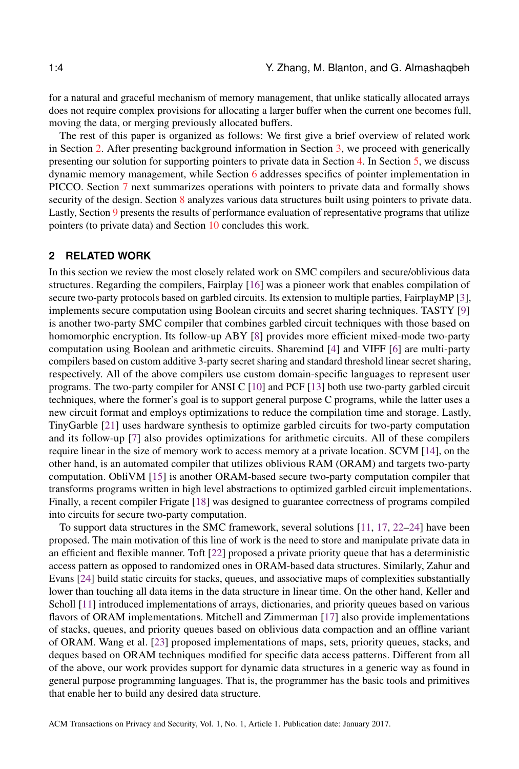for a natural and graceful mechanism of memory management, that unlike statically allocated arrays does not require complex provisions for allocating a larger buffer when the current one becomes full, moving the data, or merging previously allocated buffers.

The rest of this paper is organized as follows: We first give a brief overview of related work in Section 2. After presenting background information in Section 3, we proceed with generically presenting our solution for supporting pointers to private data in Section 4. In Section 5, we discuss dynamic memory management, while Section 6 addresses specifics of pointer implementation in PICCO. Section 7 next summarizes operations with pointers to private data and formally shows security of the design. Section 8 analyzes various data structures built using pointers to private data. Lastly, Section 9 presents the results of performance evaluation of representative programs that utilize pointers (to private data) and Section 10 concludes this work.

## 2 RELATED WORK

In this section we review the most closely related work on SMC compilers and secure/oblivious data structures. Regarding the compilers, Fairplay [16] was a pioneer work that enables compilation of secure two-party protocols based on garbled circuits. Its extension to multiple parties, FairplayMP [3], implements secure computation using Boolean circuits and secret sharing techniques. TASTY [9] is another two-party SMC compiler that combines garbled circuit techniques with those based on homomorphic encryption. Its follow-up ABY [8] provides more efficient mixed-mode two-party computation using Boolean and arithmetic circuits. Sharemind [4] and VIFF [6] are multi-party compilers based on custom additive 3-party secret sharing and standard threshold linear secret sharing, respectively. All of the above compilers use custom domain-specific languages to represent user programs. The two-party compiler for ANSI C [10] and PCF [13] both use two-party garbled circuit techniques, where the former's goal is to support general purpose C programs, while the latter uses a new circuit format and employs optimizations to reduce the compilation time and storage. Lastly, TinyGarble [21] uses hardware synthesis to optimize garbled circuits for two-party computation and its follow-up [7] also provides optimizations for arithmetic circuits. All of these compilers require linear in the size of memory work to access memory at a private location. SCVM [14], on the other hand, is an automated compiler that utilizes oblivious RAM (ORAM) and targets two-party computation. ObliVM [15] is another ORAM-based secure two-party computation compiler that transforms programs written in high level abstractions to optimized garbled circuit implementations. Finally, a recent compiler Frigate [18] was designed to guarantee correctness of programs compiled into circuits for secure two-party computation.

To support data structures in the SMC framework, several solutions [11, 17, 22–24] have been proposed. The main motivation of this line of work is the need to store and manipulate private data in an efficient and flexible manner. Toft [22] proposed a private priority queue that has a deterministic access pattern as opposed to randomized ones in ORAM-based data structures. Similarly, Zahur and Evans [24] build static circuits for stacks, queues, and associative maps of complexities substantially lower than touching all data items in the data structure in linear time. On the other hand, Keller and Scholl [11] introduced implementations of arrays, dictionaries, and priority queues based on various flavors of ORAM implementations. Mitchell and Zimmerman [17] also provide implementations of stacks, queues, and priority queues based on oblivious data compaction and an offline variant of ORAM. Wang et al. [23] proposed implementations of maps, sets, priority queues, stacks, and deques based on ORAM techniques modified for specific data access patterns. Different from all of the above, our work provides support for dynamic data structures in a generic way as found in general purpose programming languages. That is, the programmer has the basic tools and primitives that enable her to build any desired data structure.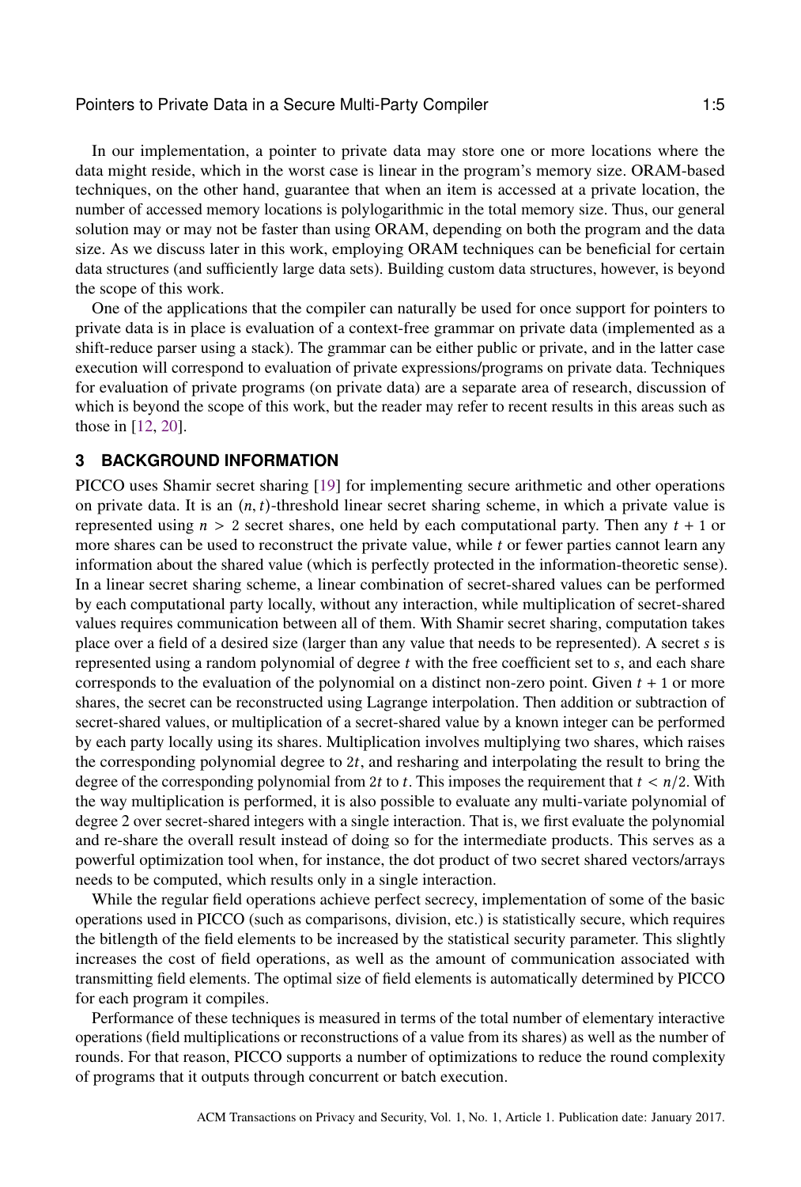In our implementation, a pointer to private data may store one or more locations where the data might reside, which in the worst case is linear in the program's memory size. ORAM-based techniques, on the other hand, guarantee that when an item is accessed at a private location, the number of accessed memory locations is polylogarithmic in the total memory size. Thus, our general solution may or may not be faster than using ORAM, depending on both the program and the data size. As we discuss later in this work, employing ORAM techniques can be beneficial for certain data structures (and sufficiently large data sets). Building custom data structures, however, is beyond the scope of this work.

One of the applications that the compiler can naturally be used for once support for pointers to private data is in place is evaluation of a context-free grammar on private data (implemented as a shift-reduce parser using a stack). The grammar can be either public or private, and in the latter case execution will correspond to evaluation of private expressions/programs on private data. Techniques for evaluation of private programs (on private data) are a separate area of research, discussion of which is beyond the scope of this work, but the reader may refer to recent results in this areas such as those in [12, 20].

## 3 BACKGROUND INFORMATION

PICCO uses Shamir secret sharing [19] for implementing secure arithmetic and other operations on private data. It is an $(n, t)$-threshold linear secret sharing scheme, in which a private value is represented using $n > 2$ secret shares, one held by each computational party. Then any $t + 1$ or more shares can be used to reconstruct the private value, while $t$ or fewer parties cannot learn any information about the shared value (which is perfectly protected in the information-theoretic sense). In a linear secret sharing scheme, a linear combination of secret-shared values can be performed by each computational party locally, without any interaction, while multiplication of secret-shared values requires communication between all of them. With Shamir secret sharing, computation takes place over a field of a desired size (larger than any value that needs to be represented). A secret $s$ is represented using a random polynomial of degree $t$ with the free coefficient set to $s$, and each share corresponds to the evaluation of the polynomial on a distinct non-zero point. Given $t + 1$ or more shares, the secret can be reconstructed using Lagrange interpolation. Then addition or subtraction of secret-shared values, or multiplication of a secret-shared value by a known integer can be performed by each party locally using its shares. Multiplication involves multiplying two shares, which raises the corresponding polynomial degree to $2t$, and resharing and interpolating the result to bring the degree of the corresponding polynomial from $2t$ to $t$. This imposes the requirement that $t < n/2$. With the way multiplication is performed, it is also possible to evaluate any multi-variate polynomial of degree 2 over secret-shared integers with a single interaction. That is, we first evaluate the polynomial and re-share the overall result instead of doing so for the intermediate products. This serves as a powerful optimization tool when, for instance, the dot product of two secret shared vectors/arrays needs to be computed, which results only in a single interaction.

While the regular field operations achieve perfect secrecy, implementation of some of the basic operations used in PICCO (such as comparisons, division, etc.) is statistically secure, which requires the bitlength of the field elements to be increased by the statistical security parameter. This slightly increases the cost of field operations, as well as the amount of communication associated with transmitting field elements. The optimal size of field elements is automatically determined by PICCO for each program it compiles.

Performance of these techniques is measured in terms of the total number of elementary interactive operations (field multiplications or reconstructions of a value from its shares) as well as the number of rounds. For that reason, PICCO supports a number of optimizations to reduce the round complexity of programs that it outputs through concurrent or batch execution.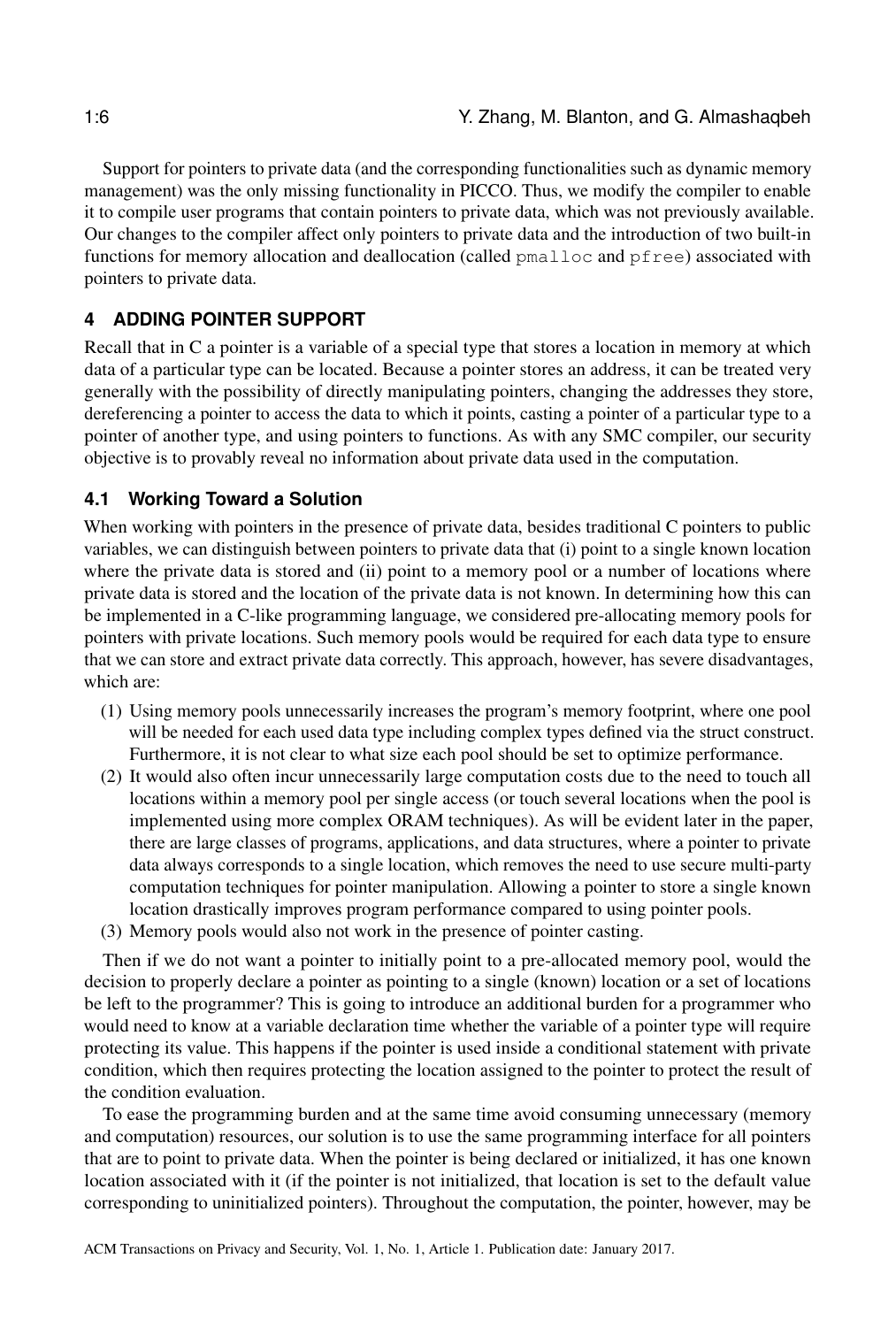Support for pointers to private data (and the corresponding functionalities such as dynamic memory management) was the only missing functionality in PICCO. Thus, we modify the compiler to enable it to compile user programs that contain pointers to private data, which was not previously available. Our changes to the compiler affect only pointers to private data and the introduction of two built-in functions for memory allocation and deallocation (called `pmalloc` and `pfree`) associated with pointers to private data.

## 4 ADDING POINTER SUPPORT

Recall that in C a pointer is a variable of a special type that stores a location in memory at which data of a particular type can be located. Because a pointer stores an address, it can be treated very generally with the possibility of directly manipulating pointers, changing the addresses they store, dereferencing a pointer to access the data to which it points, casting a pointer of a particular type to a pointer of another type, and using pointers to functions. As with any SMC compiler, our security objective is to provably reveal no information about private data used in the computation.

### 4.1 Working Toward a Solution

When working with pointers in the presence of private data, besides traditional C pointers to public variables, we can distinguish between pointers to private data that (i) point to a single known location where the private data is stored and (ii) point to a memory pool or a number of locations where private data is stored and the location of the private data is not known. In determining how this can be implemented in a C-like programming language, we considered pre-allocating memory pools for pointers with private locations. Such memory pools would be required for each data type to ensure that we can store and extract private data correctly. This approach, however, has severe disadvantages, which are:

1. Using memory pools unnecessarily increases the program's memory footprint, where one pool will be needed for each used data type including complex types defined via the struct construct. Furthermore, it is not clear to what size each pool should be set to optimize performance.
2. It would also often incur unnecessarily large computation costs due to the need to touch all locations within a memory pool per single access (or touch several locations when the pool is implemented using more complex ORAM techniques). As will be evident later in the paper, there are large classes of programs, applications, and data structures, where a pointer to private data always corresponds to a single location, which removes the need to use secure multi-party computation techniques for pointer manipulation. Allowing a pointer to store a single known location drastically improves program performance compared to using pointer pools.
3. Memory pools would also not work in the presence of pointer casting.

Then if we do not want a pointer to initially point to a pre-allocated memory pool, would the decision to properly declare a pointer as pointing to a single (known) location or a set of locations be left to the programmer? This is going to introduce an additional burden for a programmer who would need to know at a variable declaration time whether the variable of a pointer type will require protecting its value. This happens if the pointer is used inside a conditional statement with private condition, which then requires protecting the location assigned to the pointer to protect the result of the condition evaluation.

To ease the programming burden and at the same time avoid consuming unnecessary (memory and computation) resources, our solution is to use the same programming interface for all pointers that are to point to private data. When the pointer is being declared or initialized, it has one known location associated with it (if the pointer is not initialized, that location is set to the default value corresponding to uninitialized pointers). Throughout the computation, the pointer, however, may be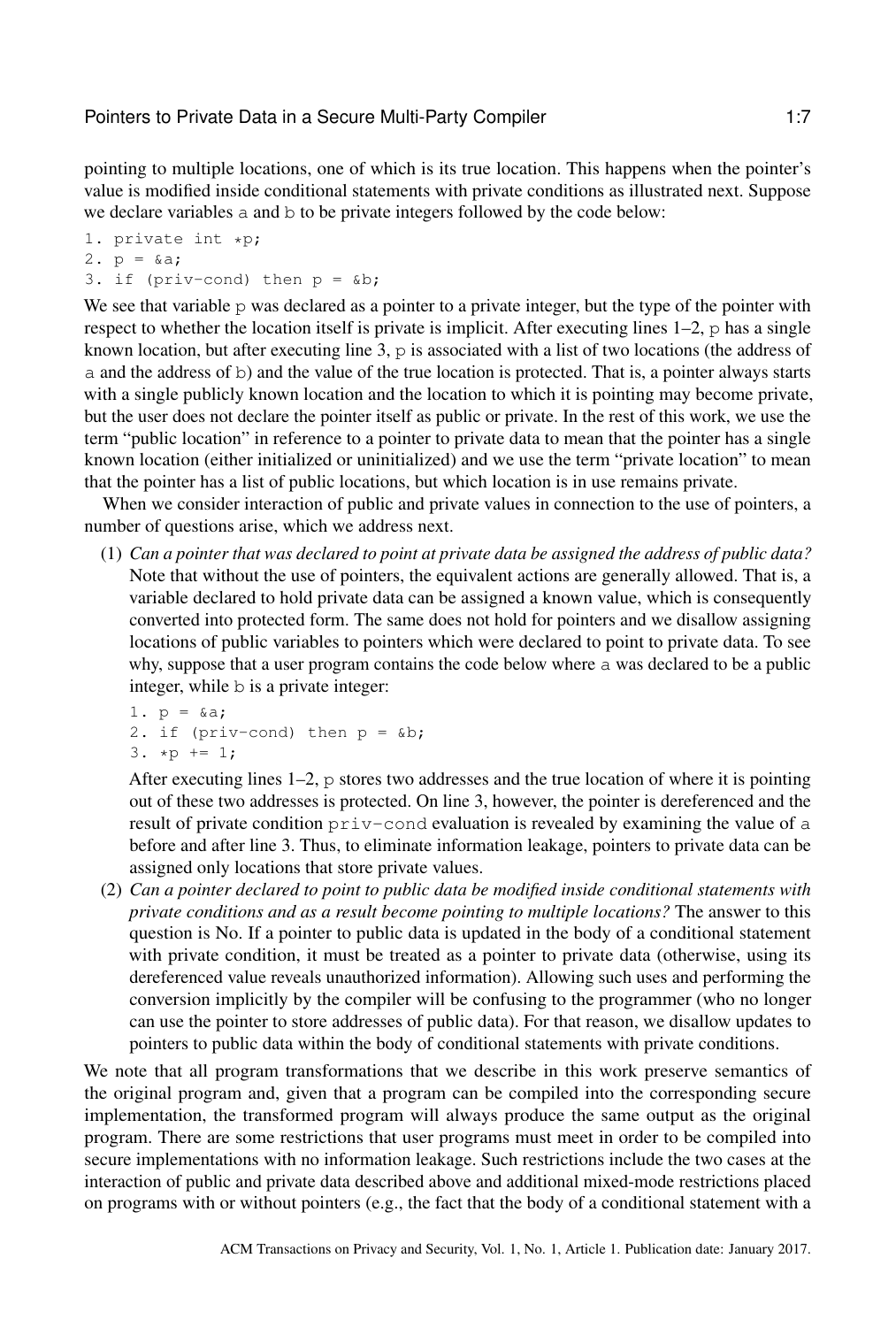pointing to multiple locations, one of which is its true location. This happens when the pointer's value is modified inside conditional statements with private conditions as illustrated next. Suppose we declare variables `a` and `b` to be private integers followed by the code below:

```
1. private int *p;
2. p = &a;
3. if (priv-cond) then p = &b;
```

We see that variable `p` was declared as a pointer to a private integer, but the type of the pointer with respect to whether the location itself is private is implicit. After executing lines 1–2, `p` has a single known location, but after executing line 3, `p` is associated with a list of two locations (the address of `a` and the address of `b`) and the value of the true location is protected. That is, a pointer always starts with a single publicly known location and the location to which it is pointing may become private, but the user does not declare the pointer itself as public or private. In the rest of this work, we use the term "public location" in reference to a pointer to private data to mean that the pointer has a single known location (either initialized or uninitialized) and we use the term "private location" to mean that the pointer has a list of public locations, but which location is in use remains private.

When we consider interaction of public and private values in connection to the use of pointers, a number of questions arise, which we address next.

(1) *Can a pointer that was declared to point at private data be assigned the address of public data?* Note that without the use of pointers, the equivalent actions are generally allowed. That is, a variable declared to hold private data can be assigned a known value, which is consequently converted into protected form. The same does not hold for pointers and we disallow assigning locations of public variables to pointers which were declared to point to private data. To see why, suppose that a user program contains the code below where `a` was declared to be a public integer, while `b` is a private integer:

```
1. p = &a;
2. if (priv-cond) then p = &b;
3. *p += 1;
```

After executing lines 1–2, `p` stores two addresses and the true location of where it is pointing out of these two addresses is protected. On line 3, however, the pointer is dereferenced and the result of private condition `priv-cond` evaluation is revealed by examining the value of `a` before and after line 3. Thus, to eliminate information leakage, pointers to private data can be assigned only locations that store private values.

(2) *Can a pointer declared to point to public data be modified inside conditional statements with private conditions and as a result become pointing to multiple locations?* The answer to this question is No. If a pointer to public data is updated in the body of a conditional statement with private condition, it must be treated as a pointer to private data (otherwise, using its dereferenced value reveals unauthorized information). Allowing such uses and performing the conversion implicitly by the compiler will be confusing to the programmer (who no longer can use the pointer to store addresses of public data). For that reason, we disallow updates to pointers to public data within the body of conditional statements with private conditions.

We note that all program transformations that we describe in this work preserve semantics of the original program and, given that a program can be compiled into the corresponding secure implementation, the transformed program will always produce the same output as the original program. There are some restrictions that user programs must meet in order to be compiled into secure implementations with no information leakage. Such restrictions include the two cases at the interaction of public and private data described above and additional mixed-mode restrictions placed on programs with or without pointers (e.g., the fact that the body of a conditional statement with a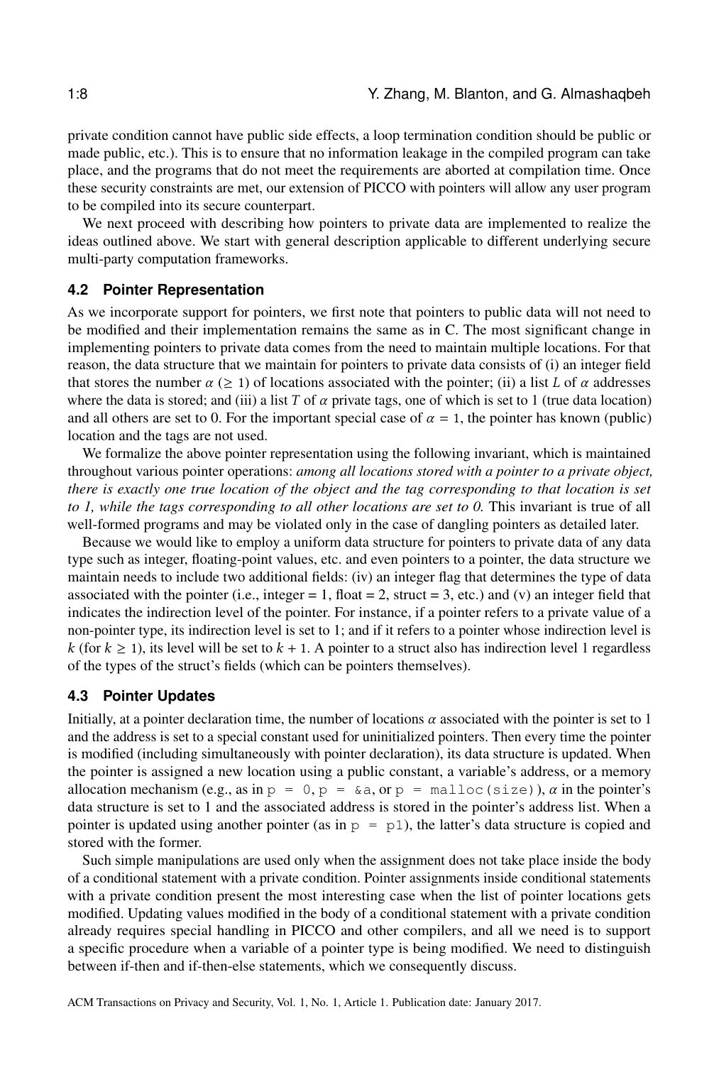private condition cannot have public side effects, a loop termination condition should be public or made public, etc.). This is to ensure that no information leakage in the compiled program can take place, and the programs that do not meet the requirements are aborted at compilation time. Once these security constraints are met, our extension of PICCO with pointers will allow any user program to be compiled into its secure counterpart.

We next proceed with describing how pointers to private data are implemented to realize the ideas outlined above. We start with general description applicable to different underlying secure multi-party computation frameworks.

### 4.2 Pointer Representation

As we incorporate support for pointers, we first note that pointers to public data will not need to be modified and their implementation remains the same as in C. The most significant change in implementing pointers to private data comes from the need to maintain multiple locations. For that reason, the data structure that we maintain for pointers to private data consists of (i) an integer field that stores the number $\alpha$ ($\geq 1$) of locations associated with the pointer; (ii) a list $L$ of $\alpha$ addresses where the data is stored; and (iii) a list $T$ of $\alpha$ private tags, one of which is set to 1 (true data location) and all others are set to 0. For the important special case of $\alpha = 1$, the pointer has known (public) location and the tags are not used.

We formalize the above pointer representation using the following invariant, which is maintained throughout various pointer operations: *among all locations stored with a pointer to a private object, there is exactly one true location of the object and the tag corresponding to that location is set to 1, while the tags corresponding to all other locations are set to 0.* This invariant is true of all well-formed programs and may be violated only in the case of dangling pointers as detailed later.

Because we would like to employ a uniform data structure for pointers to private data of any data type such as integer, floating-point values, etc. and even pointers to a pointer, the data structure we maintain needs to include two additional fields: (iv) an integer flag that determines the type of data associated with the pointer (i.e., integer = 1, float = 2, struct = 3, etc.) and (v) an integer field that indicates the indirection level of the pointer. For instance, if a pointer refers to a private value of a non-pointer type, its indirection level is set to 1; and if it refers to a pointer whose indirection level is $k$ (for $k \geq 1$), its level will be set to $k + 1$. A pointer to a struct also has indirection level 1 regardless of the types of the struct's fields (which can be pointers themselves).

### 4.3 Pointer Updates

Initially, at a pointer declaration time, the number of locations $\alpha$ associated with the pointer is set to 1 and the address is set to a special constant used for uninitialized pointers. Then every time the pointer is modified (including simultaneously with pointer declaration), its data structure is updated. When the pointer is assigned a new location using a public constant, a variable's address, or a memory allocation mechanism (e.g., as in `p = 0`, `p = &a`, or `p = malloc(size)`), $\alpha$ in the pointer's data structure is set to 1 and the associated address is stored in the pointer's address list. When a pointer is updated using another pointer (as in `p = p1`), the latter's data structure is copied and stored with the former.

Such simple manipulations are used only when the assignment does not take place inside the body of a conditional statement with a private condition. Pointer assignments inside conditional statements with a private condition present the most interesting case when the list of pointer locations gets modified. Updating values modified in the body of a conditional statement with a private condition already requires special handling in PICCO and other compilers, and all we need is to support a specific procedure when a variable of a pointer type is being modified. We need to distinguish between if-then and if-then-else statements, which we consequently discuss.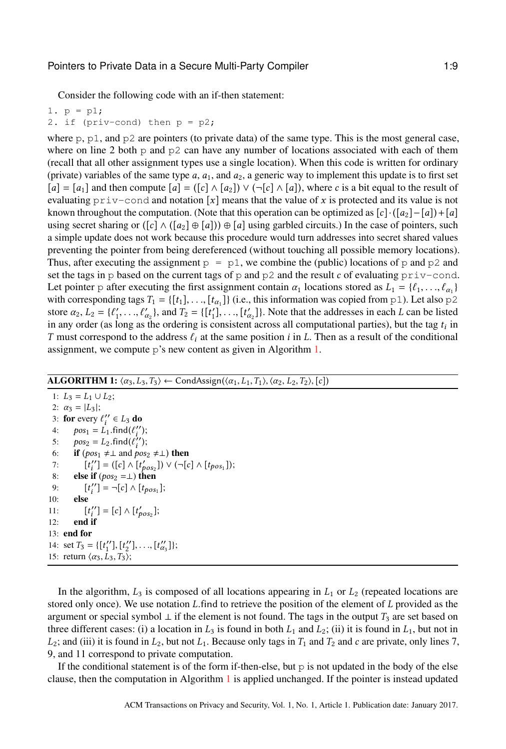Consider the following code with an if-then statement:

```
1. p = p1;
2. if (priv-cond) then p = p2;
```

where p, p1, and p2 are pointers (to private data) of the same type. This is the most general case, where on line 2 both p and p2 can have any number of locations associated with each of them (recall that all other assignment types use a single location). When this code is written for ordinary (private) variables of the same type $a$, $a_1$, and $a_2$, a generic way to implement this update is to first set $[a] = [a_1]$ and then compute $[a] = ([c] \wedge [a_2]) \vee (\neg[c] \wedge [a])$, where $c$ is a bit equal to the result of evaluating priv-cond and notation $[x]$ means that the value of $x$ is protected and its value is not known throughout the computation. (Note that this operation can be optimized as $[c] \cdot ([a_2] - [a]) + [a]$ using secret sharing or $([c] \wedge ([a_2] \oplus [a])) \oplus [a]$ using garbled circuits.) In the case of pointers, such a simple update does not work because this procedure would turn addresses into secret shared values preventing the pointer from being dereferenced (without touching all possible memory locations). Thus, after executing the assignment p = p1, we combine the (public) locations of p and p2 and set the tags in p based on the current tags of p and p2 and the result $c$ of evaluating priv-cond. Let pointer p after executing the first assignment contain $\alpha_1$ locations stored as $L_1 = \{\ell_1, \ldots, \ell_{\alpha_1}\}$ with corresponding tags $T_1 = \{[t_1], \ldots, [t_{\alpha_1}]\}$ (i.e., this information was copied from p1). Let also p2 store $\alpha_2$, $L_2 = \{\ell'_1, \ldots, \ell'_{\alpha_2}\}$, and $T_2 = \{[t'_1], \ldots, [t'_{\alpha_2}]\}$. Note that the addresses in each $L$ can be listed in any order (as long as the ordering is consistent across all computational parties), but the tag $t_i$ in $T$ must correspond to the address $\ell_i$ at the same position $i$ in $L$. Then as a result of the conditional assignment, we compute p's new content as given in Algorithm 1.

**ALGORITHM 1:** $\langle \alpha_3, L_3, T_3 \rangle \leftarrow \mathsf{CondAssign}(\langle \alpha_1, L_1, T_1 \rangle, \langle \alpha_2, L_2, T_2 \rangle, [c])$

```
1: L_3 = L_1 ∪ L_2;
2: α_3 = |L_3|;
3: for every ℓ''_i ∈ L_3 do
4:     pos_1 = L_1.find(ℓ''_i);
5:     pos_2 = L_2.find(ℓ''_i);
6:     if (pos_1 ≠ ⊥ and pos_2 ≠ ⊥) then
7:         [t''_i] = ([c] ∧ [t'_{pos_2}]) ∨ (¬[c] ∧ [t_{pos_1}]);
8:     else if (pos_2 = ⊥) then
9:         [t''_i] = ¬[c] ∧ [t_{pos_1}];
10:    else
11:        [t''_i] = [c] ∧ [t'_{pos_2}];
12:    end if
13: end for
14: set T_3 = {[t''_1], [t''_2], ..., [t''_{α_3}]};
15: return ⟨α_3, L_3, T_3⟩;
```

In the algorithm, $L_3$ is composed of all locations appearing in $L_1$ or $L_2$ (repeated locations are stored only once). We use notation $L$.find to retrieve the position of the element of $L$ provided as the argument or special symbol $\perp$ if the element is not found. The tags in the output $T_3$ are set based on three different cases: (i) a location in $L_3$ is found in both $L_1$ and $L_2$; (ii) it is found in $L_1$, but not in $L_2$; and (iii) it is found in $L_2$, but not $L_1$. Because only tags in $T_1$ and $T_2$ and $c$ are private, only lines 7, 9, and 11 correspond to private computation.

If the conditional statement is of the form if-then-else, but p is not updated in the body of the else clause, then the computation in Algorithm 1 is applied unchanged. If the pointer is instead updated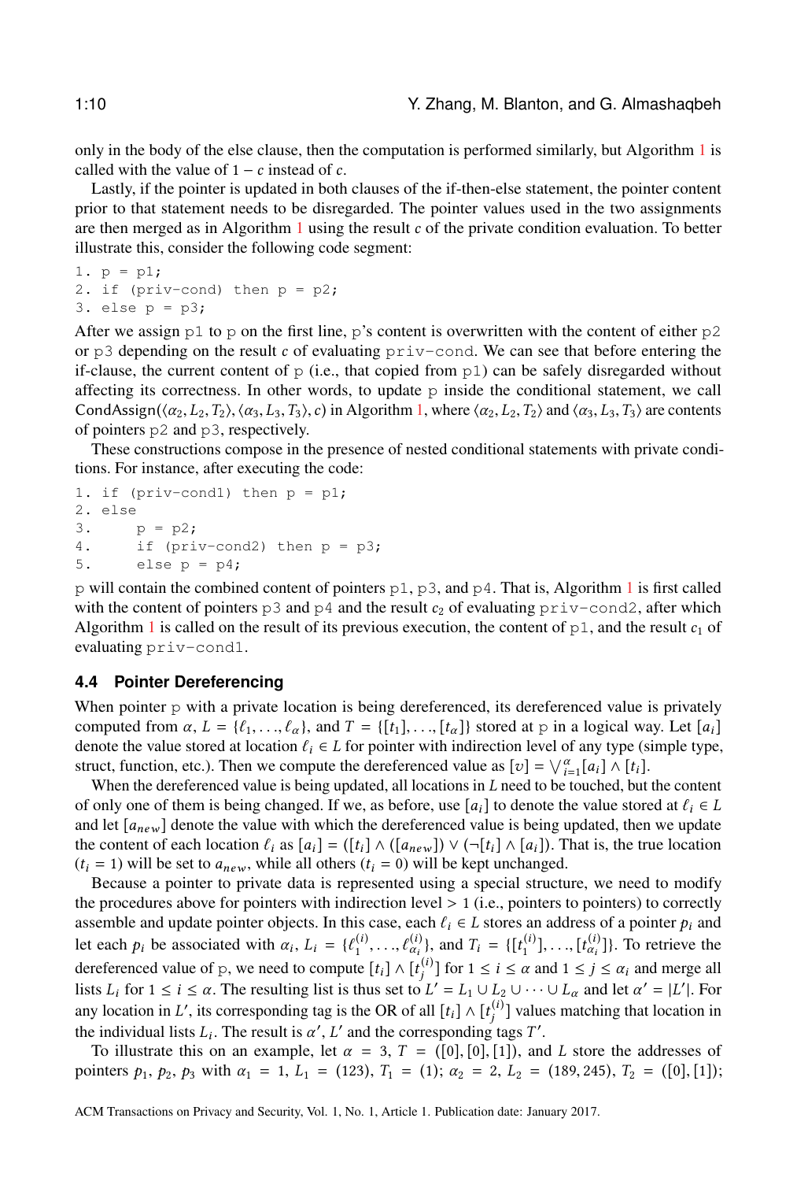only in the body of the else clause, then the computation is performed similarly, but Algorithm 1 is called with the value of $1 - c$ instead of $c$.

Lastly, if the pointer is updated in both clauses of the if-then-else statement, the pointer content prior to that statement needs to be disregarded. The pointer values used in the two assignments are then merged as in Algorithm 1 using the result $c$ of the private condition evaluation. To better illustrate this, consider the following code segment:

```
1. p = p1;
2. if (priv-cond) then p = p2;
3. else p = p3;
```

After we assign `p1` to `p` on the first line, `p`'s content is overwritten with the content of either `p2` or `p3` depending on the result $c$ of evaluating `priv-cond`. We can see that before entering the if-clause, the current content of `p` (i.e., that copied from `p1`) can be safely disregarded without affecting its correctness. In other words, to update `p` inside the conditional statement, we call CondAssign$(\langle \alpha_2, L_2, T_2 \rangle, \langle \alpha_3, L_3, T_3 \rangle, c)$ in Algorithm 1, where $\langle \alpha_2, L_2, T_2 \rangle$ and $\langle \alpha_3, L_3, T_3 \rangle$ are contents of pointers `p2` and `p3`, respectively.

These constructions compose in the presence of nested conditional statements with private conditions. For instance, after executing the code:

```
1. if (priv-cond1) then p = p1;
2. else
3.     p = p2;
4.     if (priv-cond2) then p = p3;
5.     else p = p4;
```

`p` will contain the combined content of pointers `p1`, `p3`, and `p4`. That is, Algorithm 1 is first called with the content of pointers `p3` and `p4` and the result $c_2$ of evaluating `priv-cond2`, after which Algorithm 1 is called on the result of its previous execution, the content of `p1`, and the result $c_1$ of evaluating `priv-cond1`.

### 4.4 Pointer Dereferencing

When pointer `p` with a private location is being dereferenced, its dereferenced value is privately computed from $\alpha$, $L = \{\ell_1, \ldots, \ell_\alpha\}$, and $T = \{[t_1], \ldots, [t_\alpha]\}$ stored at `p` in a logical way. Let $[a_i]$ denote the value stored at location $\ell_i \in L$ for pointer with indirection level of any type (simple type, struct, function, etc.). Then we compute the dereferenced value as $[v] = \bigvee_{i=1}^{\alpha} [a_i] \wedge [t_i]$.

When the dereferenced value is being updated, all locations in $L$ need to be touched, but the content of only one of them is being changed. If we, as before, use $[a_i]$ to denote the value stored at $\ell_i \in L$ and let $[a_{new}]$ denote the value with which the dereferenced value is being updated, then we update the content of each location $\ell_i$ as $[a_i] = ([t_i] \wedge ([a_{new}]) \vee (\neg [t_i] \wedge [a_i])$. That is, the true location ($t_i = 1$) will be set to $a_{new}$, while all others ($t_i = 0$) will be kept unchanged.

Because a pointer to private data is represented using a special structure, we need to modify the procedures above for pointers with indirection level > 1 (i.e., pointers to pointers) to correctly assemble and update pointer objects. In this case, each $\ell_i \in L$ stores an address of a pointer $p_i$ and let each $p_i$ be associated with $\alpha_i$, $L_i = \{\ell_1^{(i)}, \ldots, \ell_{\alpha_i}^{(i)}\}$, and $T_i = \{[t_1^{(i)}], \ldots, [t_{\alpha_i}^{(i)}]\}$. To retrieve the dereferenced value of `p`, we need to compute $[t_i] \wedge [t_j^{(i)}]$ for $1 \le i \le \alpha$ and $1 \le j \le \alpha_i$ and merge all lists $L_i$ for $1 \le i \le \alpha$. The resulting list is thus set to $L' = L_1 \cup L_2 \cup \cdots \cup L_\alpha$ and let $\alpha' = |L'|$. For any location in $L'$, its corresponding tag is the OR of all $[t_i] \wedge [t_j^{(i)}]$ values matching that location in the individual lists $L_i$. The result is $\alpha'$, $L'$ and the corresponding tags $T'$.

To illustrate this on an example, let $\alpha = 3$, $T = ([0], [0], [1])$, and $L$ store the addresses of pointers $p_1$, $p_2$, $p_3$ with $\alpha_1 = 1$, $L_1 = (123)$, $T_1 = (1)$; $\alpha_2 = 2$, $L_2 = (189, 245)$, $T_2 = ([0], [1])$;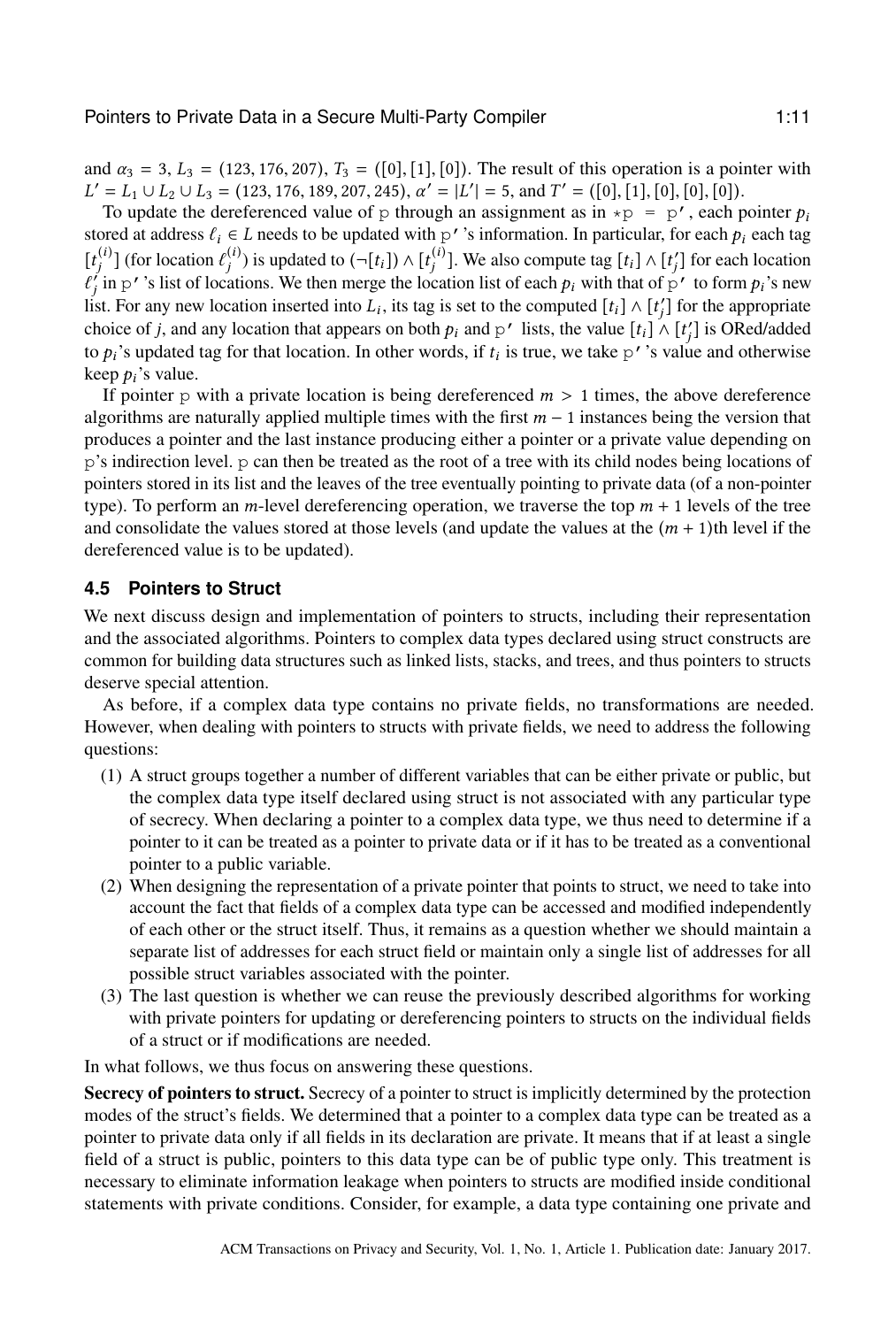and $\alpha_3 = 3$, $L_3 = (123, 176, 207)$, $T_3 = ([0], [1], [0])$. The result of this operation is a pointer with $L' = L_1 \cup L_2 \cup L_3 = (123, 176, 189, 207, 245)$, $\alpha' = |L'| = 5$, and $T' = ([0], [1], [0], [0], [0])$.

To update the dereferenced value of `p` through an assignment as in `*p = p'`, each pointer $p_i$ stored at address $\ell_i \in L$ needs to be updated with `p'`'s information. In particular, for each $p_i$ each tag $[t_j^{(i)}]$ (for location $\ell_j^{(i)}$) is updated to $(\neg[t_i]) \wedge [t_j^{(i)}]$. We also compute tag $[t_i] \wedge [t'_j]$ for each location $\ell'_j$ in `p'`'s list of locations. We then merge the location list of each $p_i$ with that of `p'` to form $p_i$'s new list. For any new location inserted into $L_i$, its tag is set to the computed $[t_i] \wedge [t'_j]$ for the appropriate choice of $j$, and any location that appears on both $p_i$ and `p'` lists, the value $[t_i] \wedge [t'_j]$ is ORed/added to $p_i$'s updated tag for that location. In other words, if $t_i$ is true, we take `p'`'s value and otherwise keep $p_i$'s value.

If pointer `p` with a private location is being dereferenced $m > 1$ times, the above dereference algorithms are naturally applied multiple times with the first $m - 1$ instances being the version that produces a pointer and the last instance producing either a pointer or a private value depending on `p`'s indirection level. `p` can then be treated as the root of a tree with its child nodes being locations of pointers stored in its list and the leaves of the tree eventually pointing to private data (of a non-pointer type). To perform an $m$-level dereferencing operation, we traverse the top $m + 1$ levels of the tree and consolidate the values stored at those levels (and update the values at the $(m + 1)$th level if the dereferenced value is to be updated).

### 4.5 Pointers to Struct

We next discuss design and implementation of pointers to structs, including their representation and the associated algorithms. Pointers to complex data types declared using struct constructs are common for building data structures such as linked lists, stacks, and trees, and thus pointers to structs deserve special attention.

As before, if a complex data type contains no private fields, no transformations are needed. However, when dealing with pointers to structs with private fields, we need to address the following questions:

1. A struct groups together a number of different variables that can be either private or public, but the complex data type itself declared using struct is not associated with any particular type of secrecy. When declaring a pointer to a complex data type, we thus need to determine if a pointer to it can be treated as a pointer to private data or if it has to be treated as a conventional pointer to a public variable.
2. When designing the representation of a private pointer that points to struct, we need to take into account the fact that fields of a complex data type can be accessed and modified independently of each other or the struct itself. Thus, it remains as a question whether we should maintain a separate list of addresses for each struct field or maintain only a single list of addresses for all possible struct variables associated with the pointer.
3. The last question is whether we can reuse the previously described algorithms for working with private pointers for updating or dereferencing pointers to structs on the individual fields of a struct or if modifications are needed.

In what follows, we thus focus on answering these questions.

**Secrecy of pointers to struct.** Secrecy of a pointer to struct is implicitly determined by the protection modes of the struct's fields. We determined that a pointer to a complex data type can be treated as a pointer to private data only if all fields in its declaration are private. It means that if at least a single field of a struct is public, pointers to this data type can be of public type only. This treatment is necessary to eliminate information leakage when pointers to structs are modified inside conditional statements with private conditions. Consider, for example, a data type containing one private and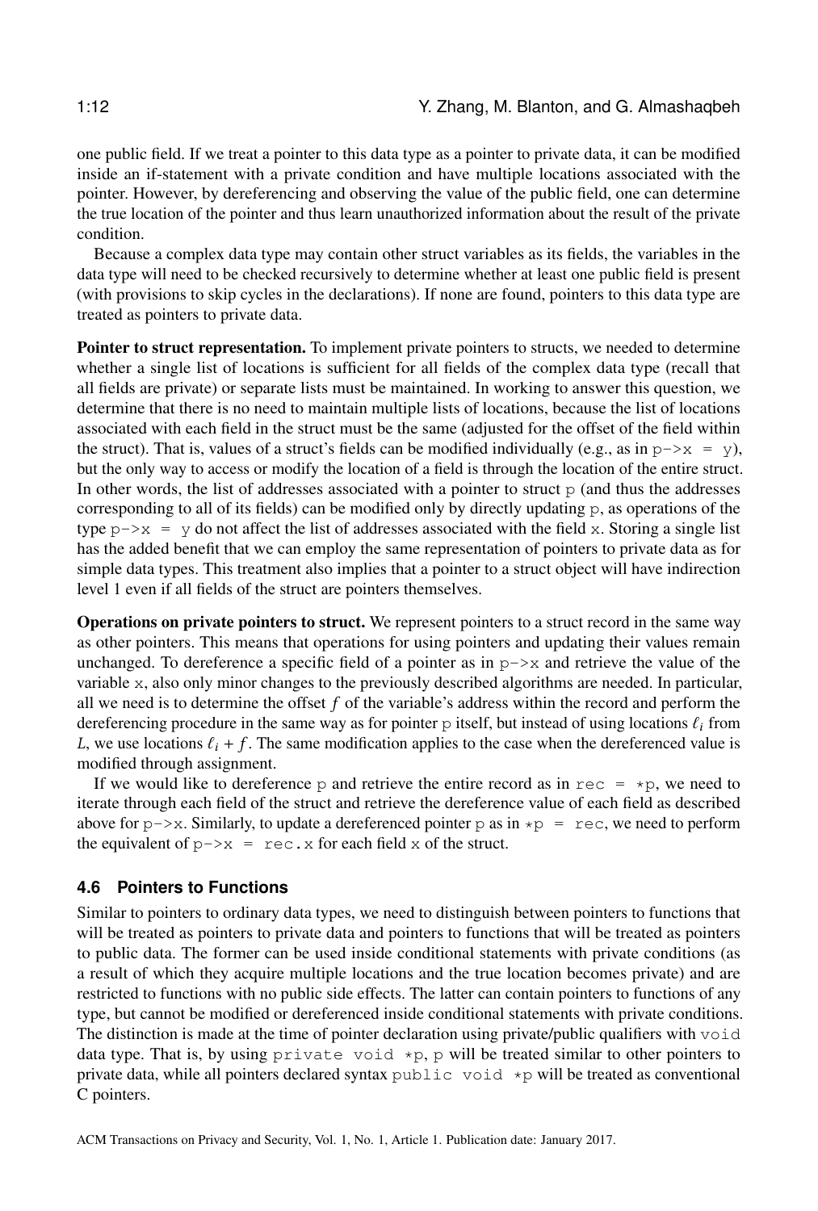one public field. If we treat a pointer to this data type as a pointer to private data, it can be modified inside an if-statement with a private condition and have multiple locations associated with the pointer. However, by dereferencing and observing the value of the public field, one can determine the true location of the pointer and thus learn unauthorized information about the result of the private condition.

Because a complex data type may contain other struct variables as its fields, the variables in the data type will need to be checked recursively to determine whether at least one public field is present (with provisions to skip cycles in the declarations). If none are found, pointers to this data type are treated as pointers to private data.

**Pointer to struct representation.** To implement private pointers to structs, we needed to determine whether a single list of locations is sufficient for all fields of the complex data type (recall that all fields are private) or separate lists must be maintained. In working to answer this question, we determine that there is no need to maintain multiple lists of locations, because the list of locations associated with each field in the struct must be the same (adjusted for the offset of the field within the struct). That is, values of a struct's fields can be modified individually (e.g., as in `p->x = y`), but the only way to access or modify the location of a field is through the location of the entire struct. In other words, the list of addresses associated with a pointer to struct `p` (and thus the addresses corresponding to all of its fields) can be modified only by directly updating `p`, as operations of the type `p->x = y` do not affect the list of addresses associated with the field `x`. Storing a single list has the added benefit that we can employ the same representation of pointers to private data as for simple data types. This treatment also implies that a pointer to a struct object will have indirection level 1 even if all fields of the struct are pointers themselves.

**Operations on private pointers to struct.** We represent pointers to a struct record in the same way as other pointers. This means that operations for using pointers and updating their values remain unchanged. To dereference a specific field of a pointer as in `p->x` and retrieve the value of the variable `x`, also only minor changes to the previously described algorithms are needed. In particular, all we need is to determine the offset $f$ of the variable's address within the record and perform the dereferencing procedure in the same way as for pointer `p` itself, but instead of using locations $\ell_i$ from $L$, we use locations $\ell_i + f$. The same modification applies to the case when the dereferenced value is modified through assignment.

If we would like to dereference `p` and retrieve the entire record as in `rec = *p`, we need to iterate through each field of the struct and retrieve the dereference value of each field as described above for `p->x`. Similarly, to update a dereferenced pointer `p` as in `*p = rec`, we need to perform the equivalent of `p->x = rec.x` for each field `x` of the struct.

### 4.6 Pointers to Functions

Similar to pointers to ordinary data types, we need to distinguish between pointers to functions that will be treated as pointers to private data and pointers to functions that will be treated as pointers to public data. The former can be used inside conditional statements with private conditions (as a result of which they acquire multiple locations and the true location becomes private) and are restricted to functions with no public side effects. The latter can contain pointers to functions of any type, but cannot be modified or dereferenced inside conditional statements with private conditions. The distinction is made at the time of pointer declaration using private/public qualifiers with `void` data type. That is, by using `private void *p`, `p` will be treated similar to other pointers to private data, while all pointers declared syntax `public void *p` will be treated as conventional C pointers.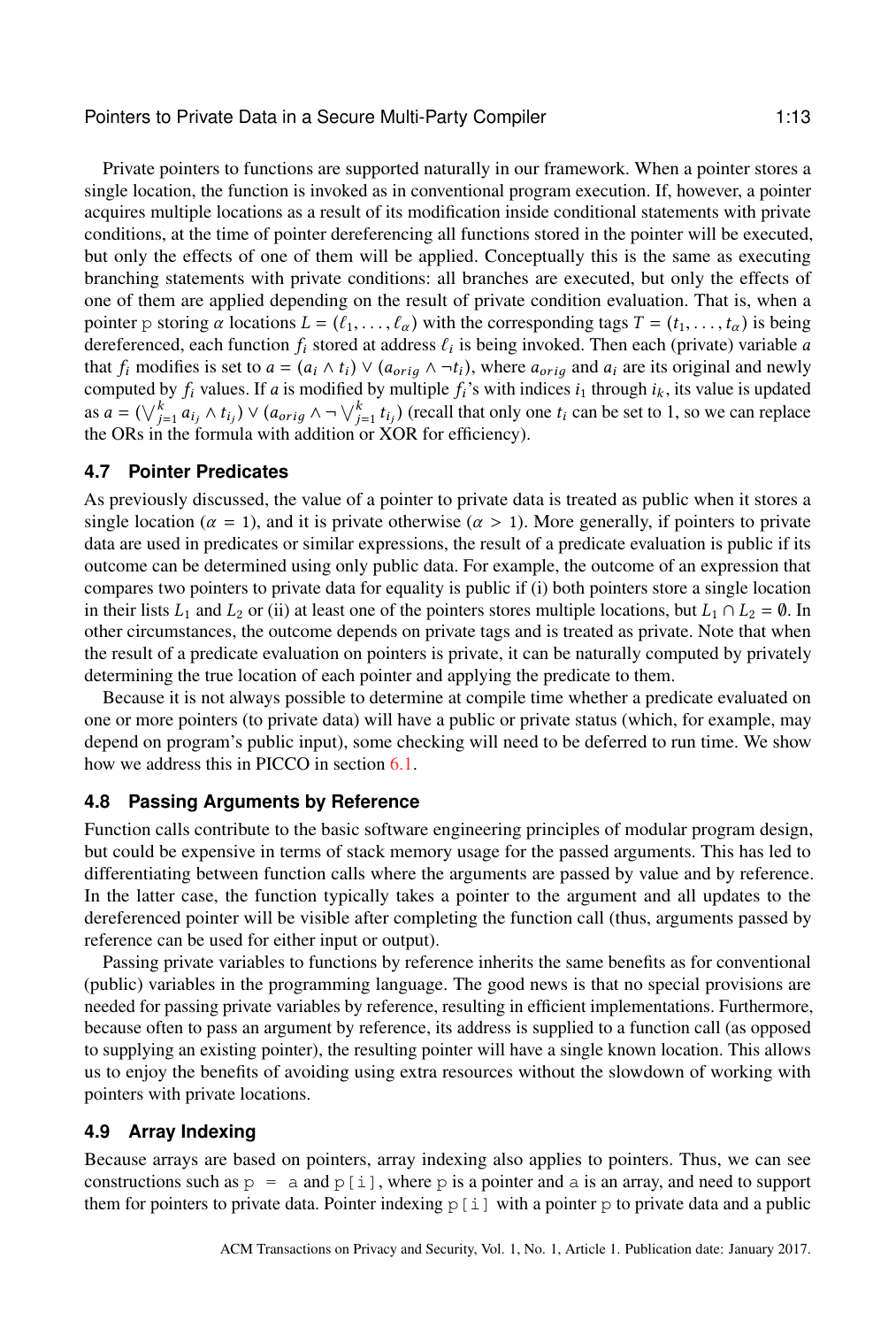Private pointers to functions are supported naturally in our framework. When a pointer stores a single location, the function is invoked as in conventional program execution. If, however, a pointer acquires multiple locations as a result of its modification inside conditional statements with private conditions, at the time of pointer dereferencing all functions stored in the pointer will be executed, but only the effects of one of them will be applied. Conceptually this is the same as executing branching statements with private conditions: all branches are executed, but only the effects of one of them are applied depending on the result of private condition evaluation. That is, when a pointer `p` storing $\alpha$ locations $L = (\ell_1, \ldots, \ell_\alpha)$ with the corresponding tags $T = (t_1, \ldots, t_\alpha)$ is being dereferenced, each function $f_i$ stored at address $\ell_i$ is being invoked. Then each (private) variable $a$ that $f_i$ modifies is set to $a = (a_i \wedge t_i) \vee (a_{orig} \wedge \neg t_i)$, where $a_{orig}$ and $a_i$ are its original and newly computed by $f_i$ values. If $a$ is modified by multiple $f_i$'s with indices $i_1$ through $i_k$, its value is updated as $a = (\bigvee_{j=1}^{k} a_{i_j} \wedge t_{i_j}) \vee (a_{orig} \wedge \neg \bigvee_{j=1}^{k} t_{i_j})$ (recall that only one $t_i$ can be set to 1, so we can replace the ORs in the formula with addition or XOR for efficiency).

### 4.7 Pointer Predicates

As previously discussed, the value of a pointer to private data is treated as public when it stores a single location ($\alpha = 1$), and it is private otherwise ($\alpha > 1$). More generally, if pointers to private data are used in predicates or similar expressions, the result of a predicate evaluation is public if its outcome can be determined using only public data. For example, the outcome of an expression that compares two pointers to private data for equality is public if (i) both pointers store a single location in their lists $L_1$ and $L_2$ or (ii) at least one of the pointers stores multiple locations, but $L_1 \cap L_2 = \emptyset$. In other circumstances, the outcome depends on private tags and is treated as private. Note that when the result of a predicate evaluation on pointers is private, it can be naturally computed by privately determining the true location of each pointer and applying the predicate to them.

Because it is not always possible to determine at compile time whether a predicate evaluated on one or more pointers (to private data) will have a public or private status (which, for example, may depend on program's public input), some checking will need to be deferred to run time. We show how we address this in PICCO in section 6.1.

### 4.8 Passing Arguments by Reference

Function calls contribute to the basic software engineering principles of modular program design, but could be expensive in terms of stack memory usage for the passed arguments. This has led to differentiating between function calls where the arguments are passed by value and by reference. In the latter case, the function typically takes a pointer to the argument and all updates to the dereferenced pointer will be visible after completing the function call (thus, arguments passed by reference can be used for either input or output).

Passing private variables to functions by reference inherits the same benefits as for conventional (public) variables in the programming language. The good news is that no special provisions are needed for passing private variables by reference, resulting in efficient implementations. Furthermore, because often to pass an argument by reference, its address is supplied to a function call (as opposed to supplying an existing pointer), the resulting pointer will have a single known location. This allows us to enjoy the benefits of avoiding using extra resources without the slowdown of working with pointers with private locations.

### 4.9 Array Indexing

Because arrays are based on pointers, array indexing also applies to pointers. Thus, we can see constructions such as `p = a` and `p[i]`, where `p` is a pointer and `a` is an array, and need to support them for pointers to private data. Pointer indexing `p[i]` with a pointer `p` to private data and a public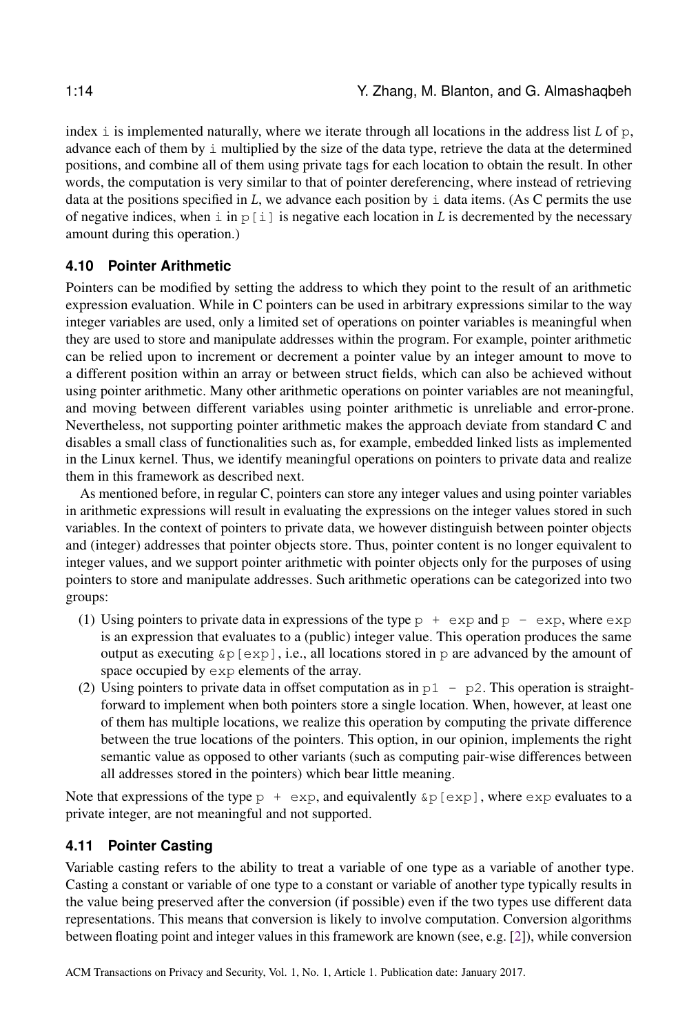index `i` is implemented naturally, where we iterate through all locations in the address list *L* of `p`, advance each of them by `i` multiplied by the size of the data type, retrieve the data at the determined positions, and combine all of them using private tags for each location to obtain the result. In other words, the computation is very similar to that of pointer dereferencing, where instead of retrieving data at the positions specified in *L*, we advance each position by `i` data items. (As C permits the use of negative indices, when `i` in `p[i]` is negative each location in *L* is decremented by the necessary amount during this operation.)

### 4.10 Pointer Arithmetic

Pointers can be modified by setting the address to which they point to the result of an arithmetic expression evaluation. While in C pointers can be used in arbitrary expressions similar to the way integer variables are used, only a limited set of operations on pointer variables is meaningful when they are used to store and manipulate addresses within the program. For example, pointer arithmetic can be relied upon to increment or decrement a pointer value by an integer amount to move to a different position within an array or between struct fields, which can also be achieved without using pointer arithmetic. Many other arithmetic operations on pointer variables are not meaningful, and moving between different variables using pointer arithmetic is unreliable and error-prone. Nevertheless, not supporting pointer arithmetic makes the approach deviate from standard C and disables a small class of functionalities such as, for example, embedded linked lists as implemented in the Linux kernel. Thus, we identify meaningful operations on pointers to private data and realize them in this framework as described next.

As mentioned before, in regular C, pointers can store any integer values and using pointer variables in arithmetic expressions will result in evaluating the expressions on the integer values stored in such variables. In the context of pointers to private data, we however distinguish between pointer objects and (integer) addresses that pointer objects store. Thus, pointer content is no longer equivalent to integer values, and we support pointer arithmetic with pointer objects only for the purposes of using pointers to store and manipulate addresses. Such arithmetic operations can be categorized into two groups:

(1) Using pointers to private data in expressions of the type `p + exp` and `p - exp`, where `exp` is an expression that evaluates to a (public) integer value. This operation produces the same output as executing `&p[exp]`, i.e., all locations stored in `p` are advanced by the amount of space occupied by `exp` elements of the array.

(2) Using pointers to private data in offset computation as in `p1 - p2`. This operation is straightforward to implement when both pointers store a single location. When, however, at least one of them has multiple locations, we realize this operation by computing the private difference between the true locations of the pointers. This option, in our opinion, implements the right semantic value as opposed to other variants (such as computing pair-wise differences between all addresses stored in the pointers) which bear little meaning.

Note that expressions of the type `p + exp`, and equivalently `&p[exp]`, where `exp` evaluates to a private integer, are not meaningful and not supported.

### 4.11 Pointer Casting

Variable casting refers to the ability to treat a variable of one type as a variable of another type. Casting a constant or variable of one type to a constant or variable of another type typically results in the value being preserved after the conversion (if possible) even if the two types use different data representations. This means that conversion is likely to involve computation. Conversion algorithms between floating point and integer values in this framework are known (see, e.g. [2]), while conversion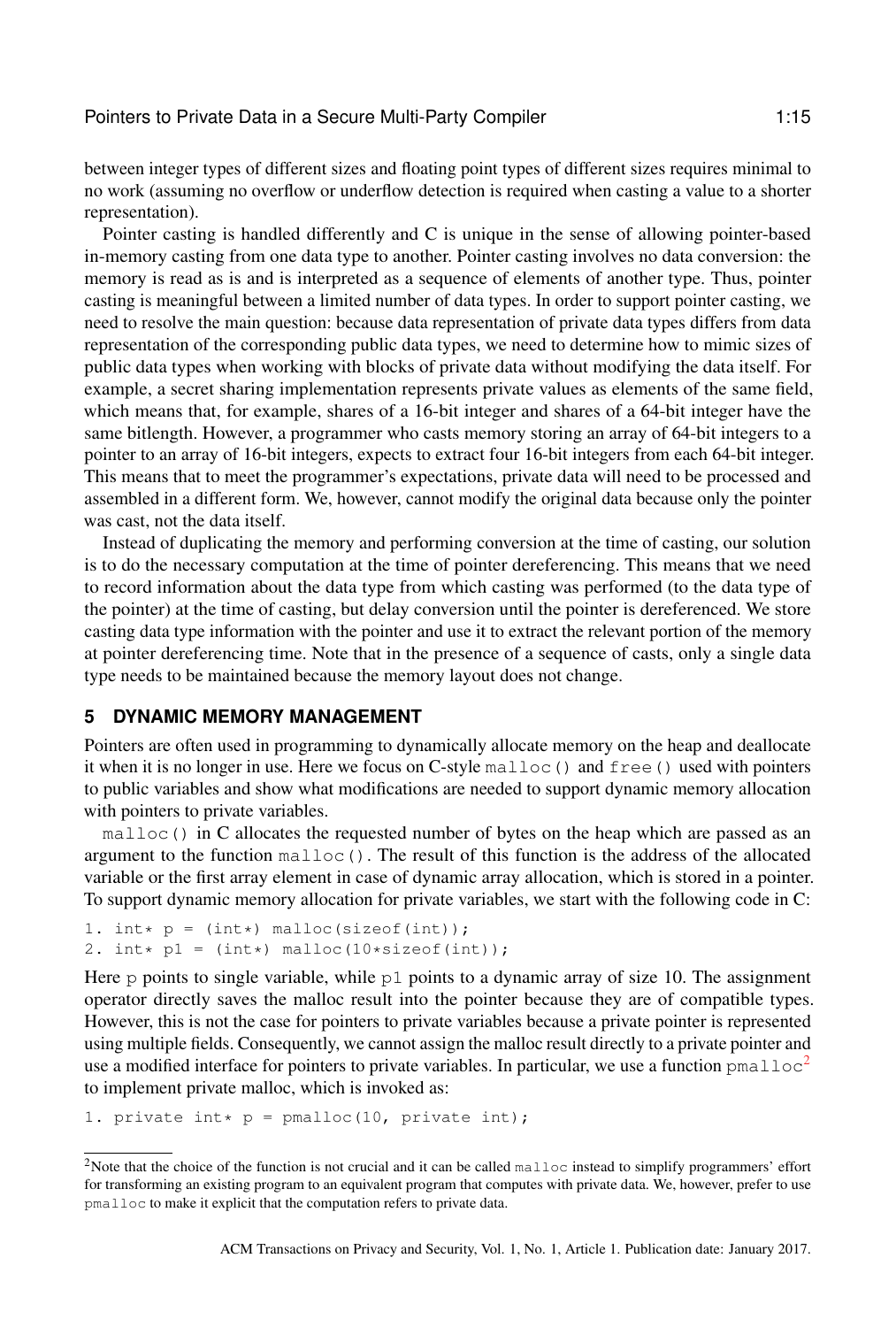between integer types of different sizes and floating point types of different sizes requires minimal to no work (assuming no overflow or underflow detection is required when casting a value to a shorter representation).

Pointer casting is handled differently and C is unique in the sense of allowing pointer-based in-memory casting from one data type to another. Pointer casting involves no data conversion: the memory is read as is and is interpreted as a sequence of elements of another type. Thus, pointer casting is meaningful between a limited number of data types. In order to support pointer casting, we need to resolve the main question: because data representation of private data types differs from data representation of the corresponding public data types, we need to determine how to mimic sizes of public data types when working with blocks of private data without modifying the data itself. For example, a secret sharing implementation represents private values as elements of the same field, which means that, for example, shares of a 16-bit integer and shares of a 64-bit integer have the same bitlength. However, a programmer who casts memory storing an array of 64-bit integers to a pointer to an array of 16-bit integers, expects to extract four 16-bit integers from each 64-bit integer. This means that to meet the programmer's expectations, private data will need to be processed and assembled in a different form. We, however, cannot modify the original data because only the pointer was cast, not the data itself.

Instead of duplicating the memory and performing conversion at the time of casting, our solution is to do the necessary computation at the time of pointer dereferencing. This means that we need to record information about the data type from which casting was performed (to the data type of the pointer) at the time of casting, but delay conversion until the pointer is dereferenced. We store casting data type information with the pointer and use it to extract the relevant portion of the memory at pointer dereferencing time. Note that in the presence of a sequence of casts, only a single data type needs to be maintained because the memory layout does not change.

## 5 DYNAMIC MEMORY MANAGEMENT

Pointers are often used in programming to dynamically allocate memory on the heap and deallocate it when it is no longer in use. Here we focus on C-style `malloc()` and `free()` used with pointers to public variables and show what modifications are needed to support dynamic memory allocation with pointers to private variables.

`malloc()` in C allocates the requested number of bytes on the heap which are passed as an argument to the function `malloc()`. The result of this function is the address of the allocated variable or the first array element in case of dynamic array allocation, which is stored in a pointer. To support dynamic memory allocation for private variables, we start with the following code in C:

```
1. int* p = (int*) malloc(sizeof(int));
2. int* p1 = (int*) malloc(10*sizeof(int));
```

Here `p` points to single variable, while `p1` points to a dynamic array of size 10. The assignment operator directly saves the malloc result into the pointer because they are of compatible types. However, this is not the case for pointers to private variables because a private pointer is represented using multiple fields. Consequently, we cannot assign the malloc result directly to a private pointer and use a modified interface for pointers to private variables. In particular, we use a function `pmalloc`[2] to implement private malloc, which is invoked as:

```
1. private int* p = pmalloc(10, private int);
```

[2]Note that the choice of the function is not crucial and it can be called `malloc` instead to simplify programmers' effort for transforming an existing program to an equivalent program that computes with private data. We, however, prefer to use `pmalloc` to make it explicit that the computation refers to private data.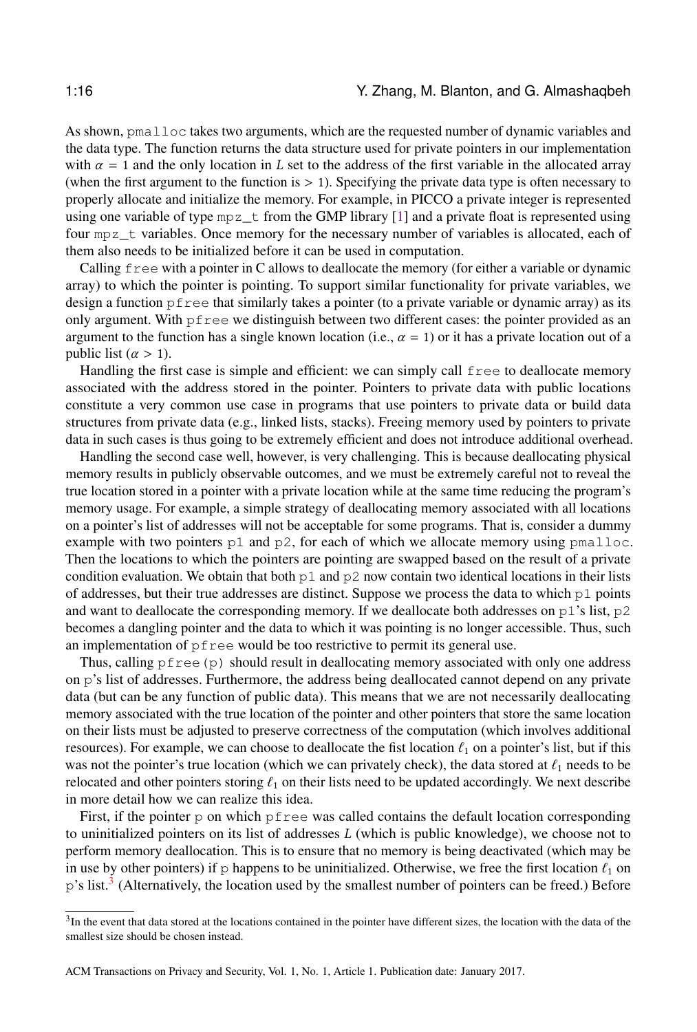As shown, `pmalloc` takes two arguments, which are the requested number of dynamic variables and the data type. The function returns the data structure used for private pointers in our implementation with $\alpha = 1$ and the only location in $L$ set to the address of the first variable in the allocated array (when the first argument to the function is $> 1$). Specifying the private data type is often necessary to properly allocate and initialize the memory. For example, in PICCO a private integer is represented using one variable of type `mpz_t` from the GMP library [1] and a private float is represented using four `mpz_t` variables. Once memory for the necessary number of variables is allocated, each of them also needs to be initialized before it can be used in computation.

Calling `free` with a pointer in C allows to deallocate the memory (for either a variable or dynamic array) to which the pointer is pointing. To support similar functionality for private variables, we design a function `pfree` that similarly takes a pointer (to a private variable or dynamic array) as its only argument. With `pfree` we distinguish between two different cases: the pointer provided as an argument to the function has a single known location (i.e., $\alpha = 1$) or it has a private location out of a public list ($\alpha > 1$).

Handling the first case is simple and efficient: we can simply call `free` to deallocate memory associated with the address stored in the pointer. Pointers to private data with public locations constitute a very common use case in programs that use pointers to private data or build data structures from private data (e.g., linked lists, stacks). Freeing memory used by pointers to private data in such cases is thus going to be extremely efficient and does not introduce additional overhead.

Handling the second case well, however, is very challenging. This is because deallocating physical memory results in publicly observable outcomes, and we must be extremely careful not to reveal the true location stored in a pointer with a private location while at the same time reducing the program's memory usage. For example, a simple strategy of deallocating memory associated with all locations on a pointer's list of addresses will not be acceptable for some programs. That is, consider a dummy example with two pointers `p1` and `p2`, for each of which we allocate memory using `pmalloc`. Then the locations to which the pointers are pointing are swapped based on the result of a private condition evaluation. We obtain that both `p1` and `p2` now contain two identical locations in their lists of addresses, but their true addresses are distinct. Suppose we process the data to which `p1` points and want to deallocate the corresponding memory. If we deallocate both addresses on `p1`'s list, `p2` becomes a dangling pointer and the data to which it was pointing is no longer accessible. Thus, such an implementation of `pfree` would be too restrictive to permit its general use.

Thus, calling `pfree(p)` should result in deallocating memory associated with only one address on `p`'s list of addresses. Furthermore, the address being deallocated cannot depend on any private data (but can be any function of public data). This means that we are not necessarily deallocating memory associated with the true location of the pointer and other pointers that store the same location on their lists must be adjusted to preserve correctness of the computation (which involves additional resources). For example, we can choose to deallocate the fist location $\ell_1$ on a pointer's list, but if this was not the pointer's true location (which we can privately check), the data stored at $\ell_1$ needs to be relocated and other pointers storing $\ell_1$ on their lists need to be updated accordingly. We next describe in more detail how we can realize this idea.

First, if the pointer `p` on which `pfree` was called contains the default location corresponding to uninitialized pointers on its list of addresses $L$ (which is public knowledge), we choose not to perform memory deallocation. This is to ensure that no memory is being deactivated (which may be in use by other pointers) if `p` happens to be uninitialized. Otherwise, we free the first location $\ell_1$ on `p`'s list.[3] (Alternatively, the location used by the smallest number of pointers can be freed.) Before

[3]In the event that data stored at the locations contained in the pointer have different sizes, the location with the data of the smallest size should be chosen instead.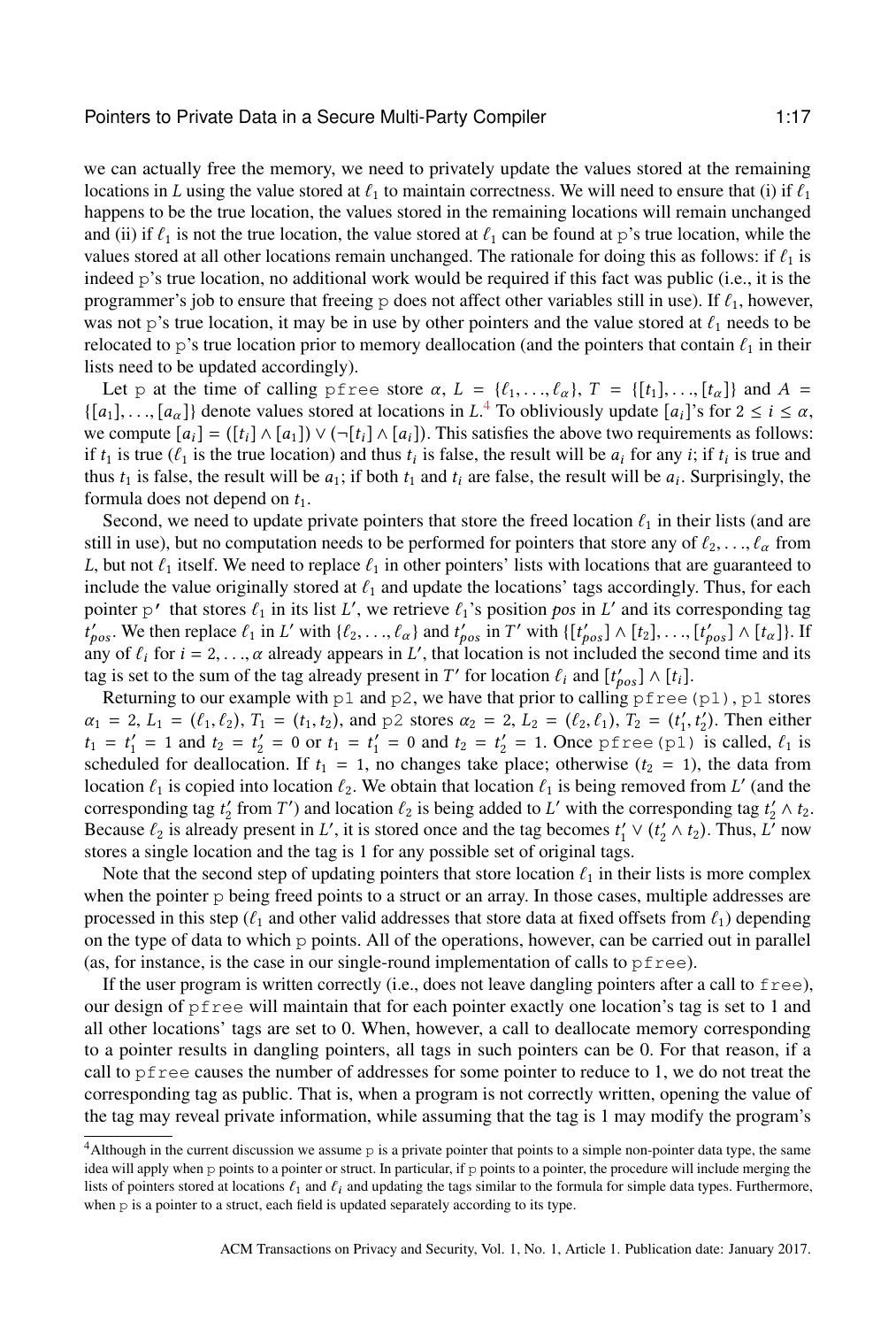we can actually free the memory, we need to privately update the values stored at the remaining locations in $L$ using the value stored at $\ell_1$ to maintain correctness. We will need to ensure that (i) if $\ell_1$ happens to be the true location, the values stored in the remaining locations will remain unchanged and (ii) if $\ell_1$ is not the true location, the value stored at $\ell_1$ can be found at p's true location, while the values stored at all other locations remain unchanged. The rationale for doing this as follows: if $\ell_1$ is indeed p's true location, no additional work would be required if this fact was public (i.e., it is the programmer's job to ensure that freeing p does not affect other variables still in use). If $\ell_1$, however, was not p's true location, it may be in use by other pointers and the value stored at $\ell_1$ needs to be relocated to p's true location prior to memory deallocation (and the pointers that contain $\ell_1$ in their lists need to be updated accordingly).

Let p at the time of calling pfree store $\alpha$, $L = \{\ell_1, \ldots, \ell_\alpha\}$, $T = \{[t_1], \ldots, [t_\alpha]\}$ and $A = \{[a_1], \ldots, [a_\alpha]\}$ denote values stored at locations in $L$.[4] To obliviously update $[a_i]$'s for $2 \leq i \leq \alpha$, we compute $[a_i] = ([t_i] \wedge [a_1]) \vee (\neg[t_i] \wedge [a_i])$. This satisfies the above two requirements as follows: if $t_1$ is true ($\ell_1$ is the true location) and thus $t_i$ is false, the result will be $a_i$ for any $i$; if $t_i$ is true and thus $t_1$ is false, the result will be $a_1$; if both $t_1$ and $t_i$ are false, the result will be $a_i$. Surprisingly, the formula does not depend on $t_1$.

Second, we need to update private pointers that store the freed location $\ell_1$ in their lists (and are still in use), but no computation needs to be performed for pointers that store any of $\ell_2, \ldots, \ell_\alpha$ from $L$, but not $\ell_1$ itself. We need to replace $\ell_1$ in other pointers' lists with locations that are guaranteed to include the value originally stored at $\ell_1$ and update the locations' tags accordingly. Thus, for each pointer p' that stores $\ell_1$ in its list $L'$, we retrieve $\ell_1$'s position *pos* in $L'$ and its corresponding tag $t'_{pos}$. We then replace $\ell_1$ in $L'$ with $\{\ell_2, \ldots, \ell_\alpha\}$ and $t'_{pos}$ in $T'$ with $\{[t'_{pos}] \wedge [t_2], \ldots, [t'_{pos}] \wedge [t_\alpha]\}$. If any of $\ell_i$ for $i = 2, \ldots, \alpha$ already appears in $L'$, that location is not included the second time and its tag is set to the sum of the tag already present in $T'$ for location $\ell_i$ and $[t'_{pos}] \wedge [t_i]$.

Returning to our example with p1 and p2, we have that prior to calling pfree(p1), p1 stores $\alpha_1 = 2$, $L_1 = (\ell_1, \ell_2)$, $T_1 = (t_1, t_2)$, and p2 stores $\alpha_2 = 2$, $L_2 = (\ell_2, \ell_1)$, $T_2 = (t'_1, t'_2)$. Then either $t_1 = t'_1 = 1$ and $t_2 = t'_2 = 0$ or $t_1 = t'_1 = 0$ and $t_2 = t'_2 = 1$. Once pfree(p1) is called, $\ell_1$ is scheduled for deallocation. If $t_1 = 1$, no changes take place; otherwise ($t_2 = 1$), the data from location $\ell_1$ is copied into location $\ell_2$. We obtain that location $\ell_1$ is being removed from $L'$ (and the corresponding tag $t'_2$ from $T'$) and location $\ell_2$ is being added to $L'$ with the corresponding tag $t'_2 \wedge t_2$. Because $\ell_2$ is already present in $L'$, it is stored once and the tag becomes $t'_1 \vee (t'_2 \wedge t_2)$. Thus, $L'$ now stores a single location and the tag is 1 for any possible set of original tags.

Note that the second step of updating pointers that store location $\ell_1$ in their lists is more complex when the pointer p being freed points to a struct or an array. In those cases, multiple addresses are processed in this step ($\ell_1$ and other valid addresses that store data at fixed offsets from $\ell_1$) depending on the type of data to which p points. All of the operations, however, can be carried out in parallel (as, for instance, is the case in our single-round implementation of calls to pfree).

If the user program is written correctly (i.e., does not leave dangling pointers after a call to free), our design of pfree will maintain that for each pointer exactly one location's tag is set to 1 and all other locations' tags are set to 0. When, however, a call to deallocate memory corresponding to a pointer results in dangling pointers, all tags in such pointers can be 0. For that reason, if a call to pfree causes the number of addresses for some pointer to reduce to 1, we do not treat the corresponding tag as public. That is, when a program is not correctly written, opening the value of the tag may reveal private information, while assuming that the tag is 1 may modify the program's

[4]Although in the current discussion we assume p is a private pointer that points to a simple non-pointer data type, the same idea will apply when p points to a pointer or struct. In particular, if p points to a pointer, the procedure will include merging the lists of pointers stored at locations $\ell_1$ and $\ell_i$ and updating the tags similar to the formula for simple data types. Furthermore, when p is a pointer to a struct, each field is updated separately according to its type.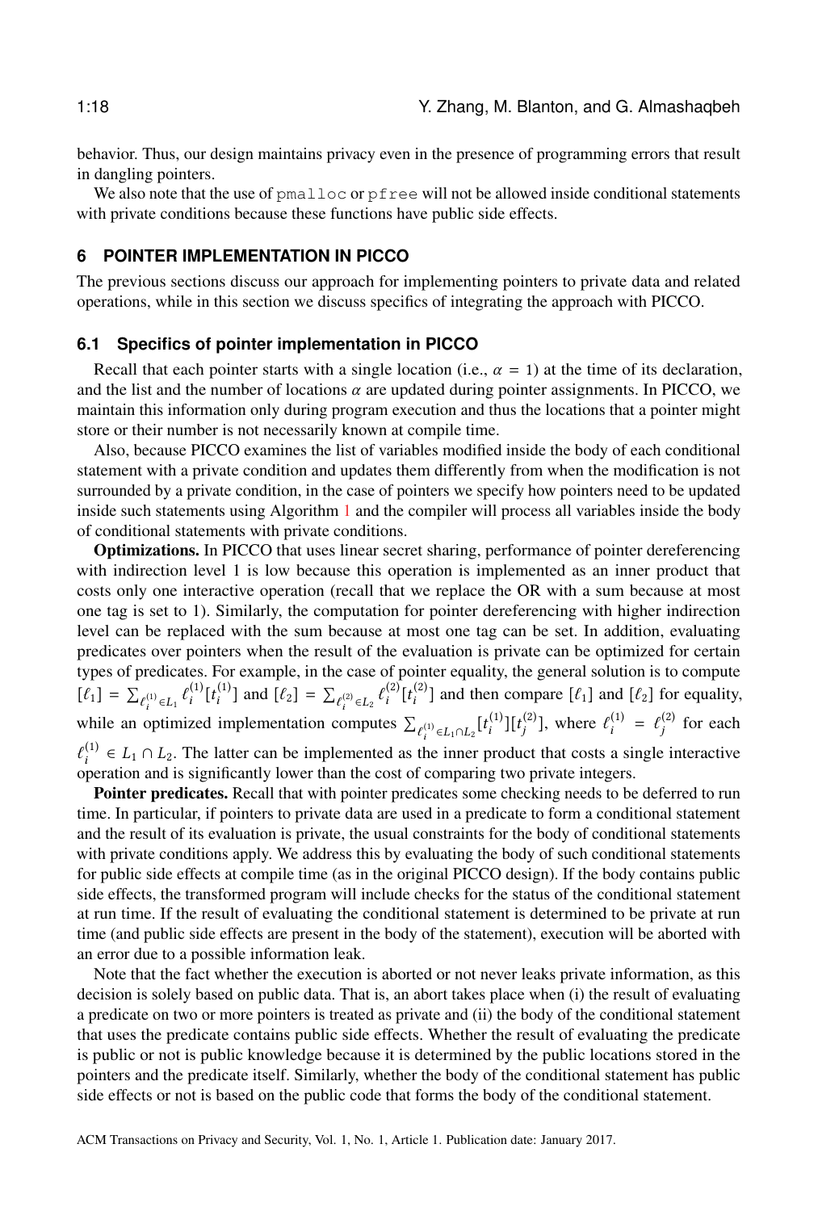behavior. Thus, our design maintains privacy even in the presence of programming errors that result in dangling pointers.

We also note that the use of pmalloc or pfree will not be allowed inside conditional statements with private conditions because these functions have public side effects.

## 6 POINTER IMPLEMENTATION IN PICCO

The previous sections discuss our approach for implementing pointers to private data and related operations, while in this section we discuss specifics of integrating the approach with PICCO.

### 6.1 Specifics of pointer implementation in PICCO

Recall that each pointer starts with a single location (i.e., $\alpha = 1$) at the time of its declaration, and the list and the number of locations $\alpha$ are updated during pointer assignments. In PICCO, we maintain this information only during program execution and thus the locations that a pointer might store or their number is not necessarily known at compile time.

Also, because PICCO examines the list of variables modified inside the body of each conditional statement with a private condition and updates them differently from when the modification is not surrounded by a private condition, in the case of pointers we specify how pointers need to be updated inside such statements using Algorithm 1 and the compiler will process all variables inside the body of conditional statements with private conditions.

**Optimizations.** In PICCO that uses linear secret sharing, performance of pointer dereferencing with indirection level 1 is low because this operation is implemented as an inner product that costs only one interactive operation (recall that we replace the OR with a sum because at most one tag is set to 1). Similarly, the computation for pointer dereferencing with higher indirection level can be replaced with the sum because at most one tag can be set. In addition, evaluating predicates over pointers when the result of the evaluation is private can be optimized for certain types of predicates. For example, in the case of pointer equality, the general solution is to compute $[\ell_1] = \sum_{\ell_i^{(1)} \in L_1} \ell_i^{(1)}[t_i^{(1)}]$ and $[\ell_2] = \sum_{\ell_i^{(2)} \in L_2} \ell_i^{(2)}[t_i^{(2)}]$ and then compare $[\ell_1]$ and $[\ell_2]$ for equality, while an optimized implementation computes $\sum_{\ell_i^{(1)} \in L_1 \cap L_2} [t_i^{(1)}][t_j^{(2)}]$, where $\ell_i^{(1)} = \ell_j^{(2)}$ for each $\ell_i^{(1)} \in L_1 \cap L_2$. The latter can be implemented as the inner product that costs a single interactive operation and is significantly lower than the cost of comparing two private integers.

**Pointer predicates.** Recall that with pointer predicates some checking needs to be deferred to run time. In particular, if pointers to private data are used in a predicate to form a conditional statement and the result of its evaluation is private, the usual constraints for the body of conditional statements with private conditions apply. We address this by evaluating the body of such conditional statements for public side effects at compile time (as in the original PICCO design). If the body contains public side effects, the transformed program will include checks for the status of the conditional statement at run time. If the result of evaluating the conditional statement is determined to be private at run time (and public side effects are present in the body of the statement), execution will be aborted with an error due to a possible information leak.

Note that the fact whether the execution is aborted or not never leaks private information, as this decision is solely based on public data. That is, an abort takes place when (i) the result of evaluating a predicate on two or more pointers is treated as private and (ii) the body of the conditional statement that uses the predicate contains public side effects. Whether the result of evaluating the predicate is public or not is public knowledge because it is determined by the public locations stored in the pointers and the predicate itself. Similarly, whether the body of the conditional statement has public side effects or not is based on the public code that forms the body of the conditional statement.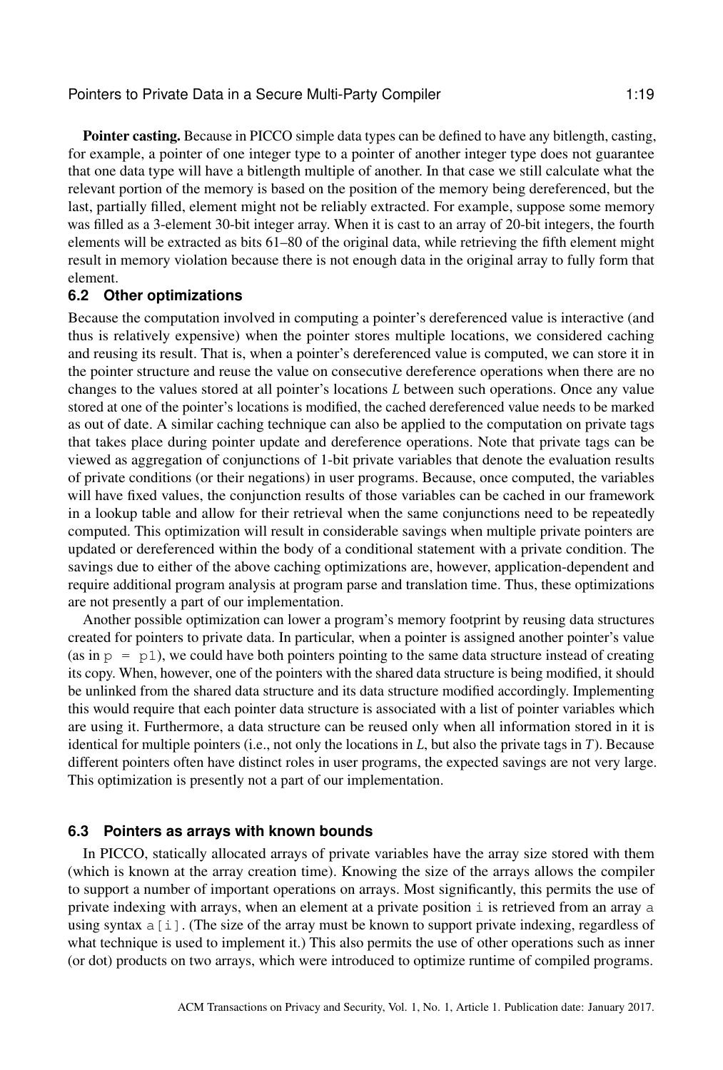**Pointer casting.** Because in PICCO simple data types can be defined to have any bitlength, casting, for example, a pointer of one integer type to a pointer of another integer type does not guarantee that one data type will have a bitlength multiple of another. In that case we still calculate what the relevant portion of the memory is based on the position of the memory being dereferenced, but the last, partially filled, element might not be reliably extracted. For example, suppose some memory was filled as a 3-element 30-bit integer array. When it is cast to an array of 20-bit integers, the fourth elements will be extracted as bits 61–80 of the original data, while retrieving the fifth element might result in memory violation because there is not enough data in the original array to fully form that element.

### 6.2 Other optimizations

Because the computation involved in computing a pointer's dereferenced value is interactive (and thus is relatively expensive) when the pointer stores multiple locations, we considered caching and reusing its result. That is, when a pointer's dereferenced value is computed, we can store it in the pointer structure and reuse the value on consecutive dereference operations when there are no changes to the values stored at all pointer's locations $L$ between such operations. Once any value stored at one of the pointer's locations is modified, the cached dereferenced value needs to be marked as out of date. A similar caching technique can also be applied to the computation on private tags that takes place during pointer update and dereference operations. Note that private tags can be viewed as aggregation of conjunctions of 1-bit private variables that denote the evaluation results of private conditions (or their negations) in user programs. Because, once computed, the variables will have fixed values, the conjunction results of those variables can be cached in our framework in a lookup table and allow for their retrieval when the same conjunctions need to be repeatedly computed. This optimization will result in considerable savings when multiple private pointers are updated or dereferenced within the body of a conditional statement with a private condition. The savings due to either of the above caching optimizations are, however, application-dependent and require additional program analysis at program parse and translation time. Thus, these optimizations are not presently a part of our implementation.

Another possible optimization can lower a program's memory footprint by reusing data structures created for pointers to private data. In particular, when a pointer is assigned another pointer's value (as in `p = p1`), we could have both pointers pointing to the same data structure instead of creating its copy. When, however, one of the pointers with the shared data structure is being modified, it should be unlinked from the shared data structure and its data structure modified accordingly. Implementing this would require that each pointer data structure is associated with a list of pointer variables which are using it. Furthermore, a data structure can be reused only when all information stored in it is identical for multiple pointers (i.e., not only the locations in $L$, but also the private tags in $T$). Because different pointers often have distinct roles in user programs, the expected savings are not very large. This optimization is presently not a part of our implementation.

### 6.3 Pointers as arrays with known bounds

In PICCO, statically allocated arrays of private variables have the array size stored with them (which is known at the array creation time). Knowing the size of the arrays allows the compiler to support a number of important operations on arrays. Most significantly, this permits the use of private indexing with arrays, when an element at a private position `i` is retrieved from an array `a` using syntax `a[i]`. (The size of the array must be known to support private indexing, regardless of what technique is used to implement it.) This also permits the use of other operations such as inner (or dot) products on two arrays, which were introduced to optimize runtime of compiled programs.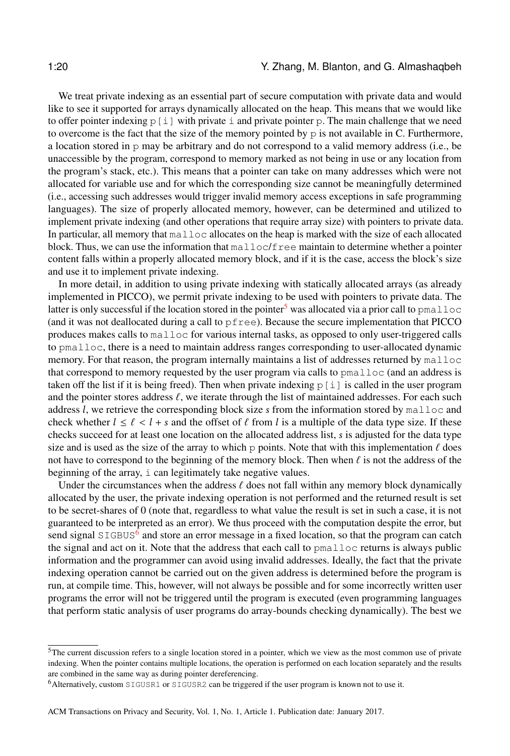We treat private indexing as an essential part of secure computation with private data and would like to see it supported for arrays dynamically allocated on the heap. This means that we would like to offer pointer indexing `p[i]` with private `i` and private pointer `p`. The main challenge that we need to overcome is the fact that the size of the memory pointed by `p` is not available in C. Furthermore, a location stored in `p` may be arbitrary and do not correspond to a valid memory address (i.e., be unaccessible by the program, correspond to memory marked as not being in use or any location from the program's stack, etc.). This means that a pointer can take on many addresses which were not allocated for variable use and for which the corresponding size cannot be meaningfully determined (i.e., accessing such addresses would trigger invalid memory access exceptions in safe programming languages). The size of properly allocated memory, however, can be determined and utilized to implement private indexing (and other operations that require array size) with pointers to private data. In particular, all memory that `malloc` allocates on the heap is marked with the size of each allocated block. Thus, we can use the information that `malloc`/`free` maintain to determine whether a pointer content falls within a properly allocated memory block, and if it is the case, access the block's size and use it to implement private indexing.

In more detail, in addition to using private indexing with statically allocated arrays (as already implemented in PICCO), we permit private indexing to be used with pointers to private data. The latter is only successful if the location stored in the pointer[5] was allocated via a prior call to `pmalloc` (and it was not deallocated during a call to `pfree`). Because the secure implementation that PICCO produces makes calls to `malloc` for various internal tasks, as opposed to only user-triggered calls to `pmalloc`, there is a need to maintain address ranges corresponding to user-allocated dynamic memory. For that reason, the program internally maintains a list of addresses returned by `malloc` that correspond to memory requested by the user program via calls to `pmalloc` (and an address is taken off the list if it is being freed). Then when private indexing `p[i]` is called in the user program and the pointer stores address $\ell$, we iterate through the list of maintained addresses. For each such address $l$, we retrieve the corresponding block size $s$ from the information stored by `malloc` and check whether $l \leq \ell < l + s$ and the offset of $\ell$ from $l$ is a multiple of the data type size. If these checks succeed for at least one location on the allocated address list, $s$ is adjusted for the data type size and is used as the size of the array to which `p` points. Note that with this implementation $\ell$ does not have to correspond to the beginning of the memory block. Then when $\ell$ is not the address of the beginning of the array, `i` can legitimately take negative values.

Under the circumstances when the address $\ell$ does not fall within any memory block dynamically allocated by the user, the private indexing operation is not performed and the returned result is set to be secret-shares of 0 (note that, regardless to what value the result is set in such a case, it is not guaranteed to be interpreted as an error). We thus proceed with the computation despite the error, but send signal `SIGBUS`[6] and store an error message in a fixed location, so that the program can catch the signal and act on it. Note that the address that each call to `pmalloc` returns is always public information and the programmer can avoid using invalid addresses. Ideally, the fact that the private indexing operation cannot be carried out on the given address is determined before the program is run, at compile time. This, however, will not always be possible and for some incorrectly written user programs the error will not be triggered until the program is executed (even programming languages that perform static analysis of user programs do array-bounds checking dynamically). The best we

[5]The current discussion refers to a single location stored in a pointer, which we view as the most common use of private indexing. When the pointer contains multiple locations, the operation is performed on each location separately and the results are combined in the same way as during pointer dereferencing.

[6]Alternatively, custom `SIGUSR1` or `SIGUSR2` can be triggered if the user program is known not to use it.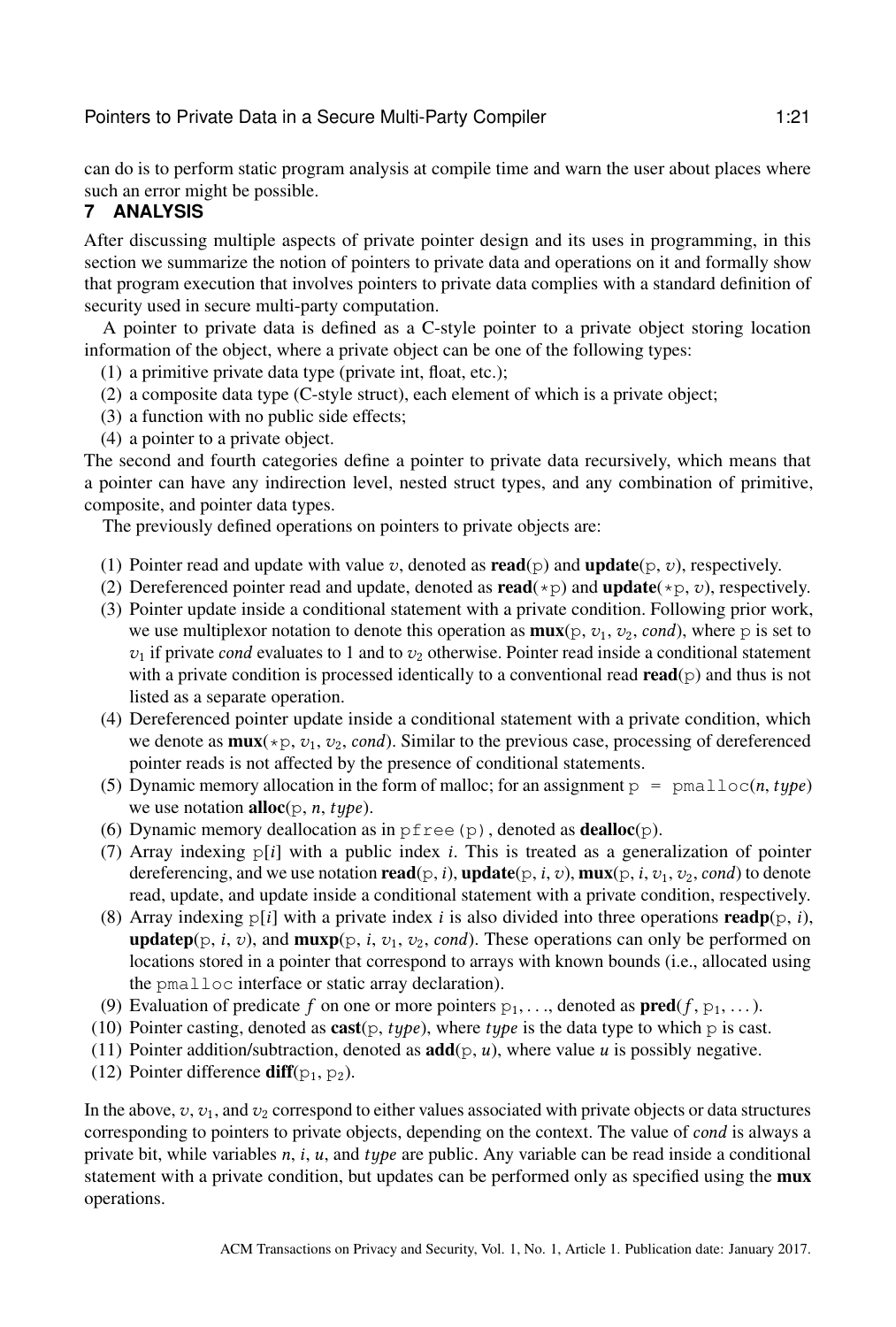can do is to perform static program analysis at compile time and warn the user about places where such an error might be possible.

## 7 ANALYSIS

After discussing multiple aspects of private pointer design and its uses in programming, in this section we summarize the notion of pointers to private data and operations on it and formally show that program execution that involves pointers to private data complies with a standard definition of security used in secure multi-party computation.

A pointer to private data is defined as a C-style pointer to a private object storing location information of the object, where a private object can be one of the following types:

(1) a primitive private data type (private int, float, etc.);
(2) a composite data type (C-style struct), each element of which is a private object;
(3) a function with no public side effects;
(4) a pointer to a private object.

The second and fourth categories define a pointer to private data recursively, which means that a pointer can have any indirection level, nested struct types, and any combination of primitive, composite, and pointer data types.

The previously defined operations on pointers to private objects are:

(1) Pointer read and update with value $v$, denoted as **read**(`p`) and **update**(`p`, $v$), respectively.
(2) Dereferenced pointer read and update, denoted as **read**(`*p`) and **update**(`*p`, $v$), respectively.
(3) Pointer update inside a conditional statement with a private condition. Following prior work, we use multiplexor notation to denote this operation as **mux**(`p`, $v_1$, $v_2$, *cond*), where `p` is set to $v_1$ if private *cond* evaluates to 1 and to $v_2$ otherwise. Pointer read inside a conditional statement with a private condition is processed identically to a conventional read **read**(`p`) and thus is not listed as a separate operation.
(4) Dereferenced pointer update inside a conditional statement with a private condition, which we denote as **mux**(`*p`, $v_1$, $v_2$, *cond*). Similar to the previous case, processing of dereferenced pointer reads is not affected by the presence of conditional statements.
(5) Dynamic memory allocation in the form of malloc; for an assignment `p = pmalloc(`$n$, *type*`)` we use notation **alloc**(`p`, $n$, *type*).
(6) Dynamic memory deallocation as in `pfree(p)`, denoted as **dealloc**(`p`).
(7) Array indexing `p[`$i$`]` with a public index $i$. This is treated as a generalization of pointer dereferencing, and we use notation **read**(`p`, $i$), **update**(`p`, $i$, $v$), **mux**(`p`, $i$, $v_1$, $v_2$, *cond*) to denote read, update, and update inside a conditional statement with a private condition, respectively.
(8) Array indexing `p[`$i$`]` with a private index $i$ is also divided into three operations **readp**(`p`, $i$), **updatep**(`p`, $i$, $v$), and **muxp**(`p`, $i$, $v_1$, $v_2$, *cond*). These operations can only be performed on locations stored in a pointer that correspond to arrays with known bounds (i.e., allocated using the `pmalloc` interface or static array declaration).
(9) Evaluation of predicate $f$ on one or more pointers $\texttt{p}_1, \ldots$, denoted as **pred**($f$, $\texttt{p}_1, \ldots$).
(10) Pointer casting, denoted as **cast**(`p`, *type*), where *type* is the data type to which `p` is cast.
(11) Pointer addition/subtraction, denoted as **add**(`p`, $u$), where value $u$ is possibly negative.
(12) Pointer difference **diff**($\texttt{p}_1$, $\texttt{p}_2$).

In the above, $v$, $v_1$, and $v_2$ correspond to either values associated with private objects or data structures corresponding to pointers to private objects, depending on the context. The value of *cond* is always a private bit, while variables $n$, $i$, $u$, and *type* are public. Any variable can be read inside a conditional statement with a private condition, but updates can be performed only as specified using the **mux** operations.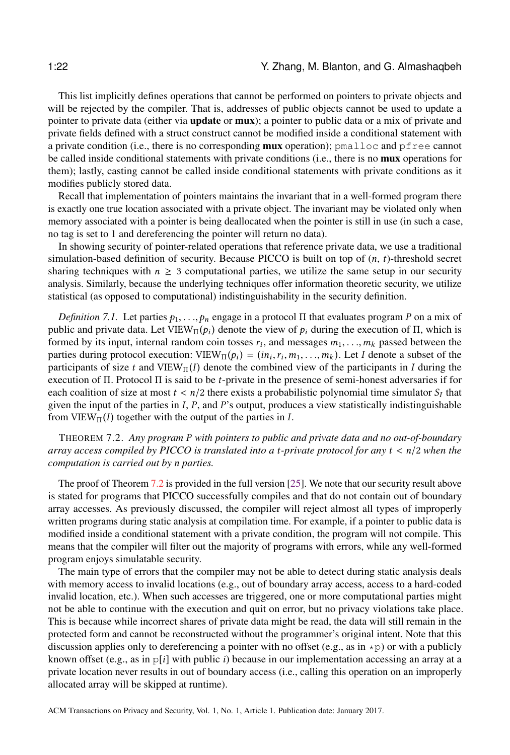This list implicitly defines operations that cannot be performed on pointers to private objects and will be rejected by the compiler. That is, addresses of public objects cannot be used to update a pointer to private data (either via **update** or **mux**); a pointer to public data or a mix of private and private fields defined with a struct construct cannot be modified inside a conditional statement with a private condition (i.e., there is no corresponding **mux** operation); `pmalloc` and `pfree` cannot be called inside conditional statements with private conditions (i.e., there is no **mux** operations for them); lastly, casting cannot be called inside conditional statements with private conditions as it modifies publicly stored data.

Recall that implementation of pointers maintains the invariant that in a well-formed program there is exactly one true location associated with a private object. The invariant may be violated only when memory associated with a pointer is being deallocated when the pointer is still in use (in such a case, no tag is set to 1 and dereferencing the pointer will return no data).

In showing security of pointer-related operations that reference private data, we use a traditional simulation-based definition of security. Because PICCO is built on top of $(n, t)$-threshold secret sharing techniques with $n \geq 3$ computational parties, we utilize the same setup in our security analysis. Similarly, because the underlying techniques offer information theoretic security, we utilize statistical (as opposed to computational) indistinguishability in the security definition.

*Definition 7.1.* Let parties $p_1, \ldots, p_n$ engage in a protocol $\Pi$ that evaluates program $P$ on a mix of public and private data. Let $\text{VIEW}_\Pi(p_i)$ denote the view of $p_i$ during the execution of $\Pi$, which is formed by its input, internal random coin tosses $r_i$, and messages $m_1, \ldots, m_k$ passed between the parties during protocol execution: $\text{VIEW}_\Pi(p_i) = (in_i, r_i, m_1, \ldots, m_k)$. Let $I$ denote a subset of the participants of size $t$ and $\text{VIEW}_\Pi(I)$ denote the combined view of the participants in $I$ during the execution of $\Pi$. Protocol $\Pi$ is said to be $t$-private in the presence of semi-honest adversaries if for each coalition of size at most $t < n/2$ there exists a probabilistic polynomial time simulator $S_I$ that given the input of the parties in $I$, $P$, and $P$'s output, produces a view statistically indistinguishable from $\text{VIEW}_\Pi(I)$ together with the output of the parties in $I$.

THEOREM 7.2. *Any program $P$ with pointers to public and private data and no out-of-boundary array access compiled by PICCO is translated into a $t$-private protocol for any $t < n/2$ when the computation is carried out by $n$ parties.*

The proof of Theorem 7.2 is provided in the full version [25]. We note that our security result above is stated for programs that PICCO successfully compiles and that do not contain out of boundary array accesses. As previously discussed, the compiler will reject almost all types of improperly written programs during static analysis at compilation time. For example, if a pointer to public data is modified inside a conditional statement with a private condition, the program will not compile. This means that the compiler will filter out the majority of programs with errors, while any well-formed program enjoys simulatable security.

The main type of errors that the compiler may not be able to detect during static analysis deals with memory access to invalid locations (e.g., out of boundary array access, access to a hard-coded invalid location, etc.). When such accesses are triggered, one or more computational parties might not be able to continue with the execution and quit on error, but no privacy violations take place. This is because while incorrect shares of private data might be read, the data will still remain in the protected form and cannot be reconstructed without the programmer's original intent. Note that this discussion applies only to dereferencing a pointer with no offset (e.g., as in `*p`) or with a publicly known offset (e.g., as in `p`$[i]$ with public $i$) because in our implementation accessing an array at a private location never results in out of boundary access (i.e., calling this operation on an improperly allocated array will be skipped at runtime).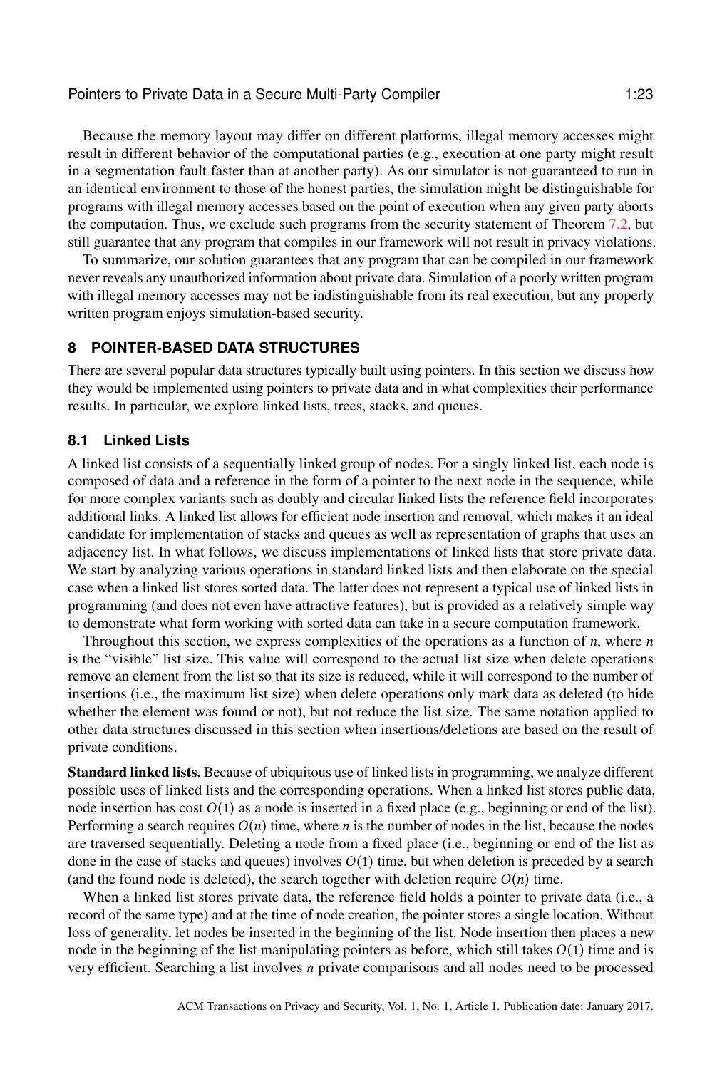Because the memory layout may differ on different platforms, illegal memory accesses might result in different behavior of the computational parties (e.g., execution at one party might result in a segmentation fault faster than at another party). As our simulator is not guaranteed to run in an identical environment to those of the honest parties, the simulation might be distinguishable for programs with illegal memory accesses based on the point of execution when any given party aborts the computation. Thus, we exclude such programs from the security statement of Theorem 7.2, but still guarantee that any program that compiles in our framework will not result in privacy violations.

To summarize, our solution guarantees that any program that can be compiled in our framework never reveals any unauthorized information about private data. Simulation of a poorly written program with illegal memory accesses may not be indistinguishable from its real execution, but any properly written program enjoys simulation-based security.

## 8 POINTER-BASED DATA STRUCTURES

There are several popular data structures typically built using pointers. In this section we discuss how they would be implemented using pointers to private data and in what complexities their performance results. In particular, we explore linked lists, trees, stacks, and queues.

### 8.1 Linked Lists

A linked list consists of a sequentially linked group of nodes. For a singly linked list, each node is composed of data and a reference in the form of a pointer to the next node in the sequence, while for more complex variants such as doubly and circular linked lists the reference field incorporates additional links. A linked list allows for efficient node insertion and removal, which makes it an ideal candidate for implementation of stacks and queues as well as representation of graphs that uses an adjacency list. In what follows, we discuss implementations of linked lists that store private data. We start by analyzing various operations in standard linked lists and then elaborate on the special case when a linked list stores sorted data. The latter does not represent a typical use of linked lists in programming (and does not even have attractive features), but is provided as a relatively simple way to demonstrate what form working with sorted data can take in a secure computation framework.

Throughout this section, we express complexities of the operations as a function of $n$, where $n$ is the "visible" list size. This value will correspond to the actual list size when delete operations remove an element from the list so that its size is reduced, while it will correspond to the number of insertions (i.e., the maximum list size) when delete operations only mark data as deleted (to hide whether the element was found or not), but not reduce the list size. The same notation applied to other data structures discussed in this section when insertions/deletions are based on the result of private conditions.

**Standard linked lists.** Because of ubiquitous use of linked lists in programming, we analyze different possible uses of linked lists and the corresponding operations. When a linked list stores public data, node insertion has cost $O(1)$ as a node is inserted in a fixed place (e.g., beginning or end of the list). Performing a search requires $O(n)$ time, where $n$ is the number of nodes in the list, because the nodes are traversed sequentially. Deleting a node from a fixed place (i.e., beginning or end of the list as done in the case of stacks and queues) involves $O(1)$ time, but when deletion is preceded by a search (and the found node is deleted), the search together with deletion require $O(n)$ time.

When a linked list stores private data, the reference field holds a pointer to private data (i.e., a record of the same type) and at the time of node creation, the pointer stores a single location. Without loss of generality, let nodes be inserted in the beginning of the list. Node insertion then places a new node in the beginning of the list manipulating pointers as before, which still takes $O(1)$ time and is very efficient. Searching a list involves $n$ private comparisons and all nodes need to be processed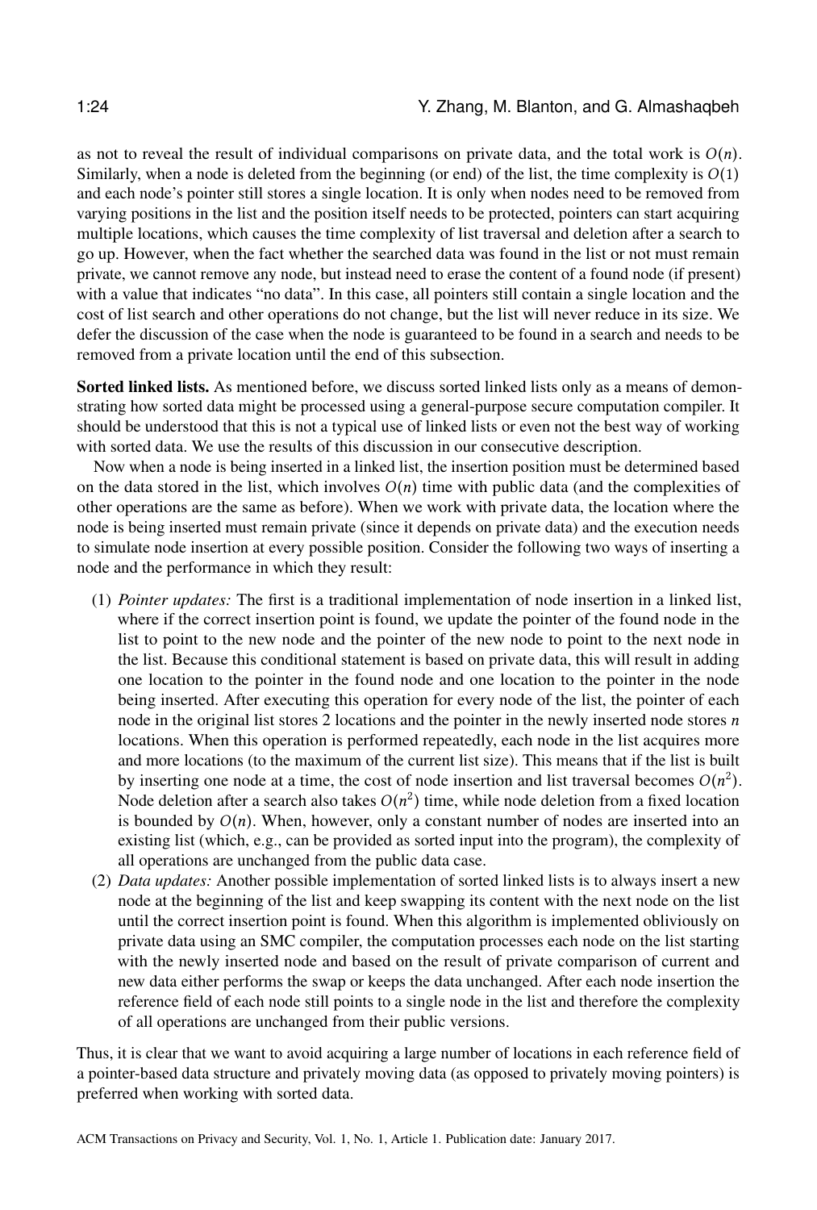as not to reveal the result of individual comparisons on private data, and the total work is $O(n)$. Similarly, when a node is deleted from the beginning (or end) of the list, the time complexity is $O(1)$ and each node's pointer still stores a single location. It is only when nodes need to be removed from varying positions in the list and the position itself needs to be protected, pointers can start acquiring multiple locations, which causes the time complexity of list traversal and deletion after a search to go up. However, when the fact whether the searched data was found in the list or not must remain private, we cannot remove any node, but instead need to erase the content of a found node (if present) with a value that indicates "no data". In this case, all pointers still contain a single location and the cost of list search and other operations do not change, but the list will never reduce in its size. We defer the discussion of the case when the node is guaranteed to be found in a search and needs to be removed from a private location until the end of this subsection.

**Sorted linked lists.** As mentioned before, we discuss sorted linked lists only as a means of demonstrating how sorted data might be processed using a general-purpose secure computation compiler. It should be understood that this is not a typical use of linked lists or even not the best way of working with sorted data. We use the results of this discussion in our consecutive description.

Now when a node is being inserted in a linked list, the insertion position must be determined based on the data stored in the list, which involves $O(n)$ time with public data (and the complexities of other operations are the same as before). When we work with private data, the location where the node is being inserted must remain private (since it depends on private data) and the execution needs to simulate node insertion at every possible position. Consider the following two ways of inserting a node and the performance in which they result:

(1) *Pointer updates:* The first is a traditional implementation of node insertion in a linked list, where if the correct insertion point is found, we update the pointer of the found node in the list to point to the new node and the pointer of the new node to point to the next node in the list. Because this conditional statement is based on private data, this will result in adding one location to the pointer in the found node and one location to the pointer in the node being inserted. After executing this operation for every node of the list, the pointer of each node in the original list stores 2 locations and the pointer in the newly inserted node stores $n$ locations. When this operation is performed repeatedly, each node in the list acquires more and more locations (to the maximum of the current list size). This means that if the list is built by inserting one node at a time, the cost of node insertion and list traversal becomes $O(n^2)$. Node deletion after a search also takes $O(n^2)$ time, while node deletion from a fixed location is bounded by $O(n)$. When, however, only a constant number of nodes are inserted into an existing list (which, e.g., can be provided as sorted input into the program), the complexity of all operations are unchanged from the public data case.

(2) *Data updates:* Another possible implementation of sorted linked lists is to always insert a new node at the beginning of the list and keep swapping its content with the next node on the list until the correct insertion point is found. When this algorithm is implemented obliviously on private data using an SMC compiler, the computation processes each node on the list starting with the newly inserted node and based on the result of private comparison of current and new data either performs the swap or keeps the data unchanged. After each node insertion the reference field of each node still points to a single node in the list and therefore the complexity of all operations are unchanged from their public versions.

Thus, it is clear that we want to avoid acquiring a large number of locations in each reference field of a pointer-based data structure and privately moving data (as opposed to privately moving pointers) is preferred when working with sorted data.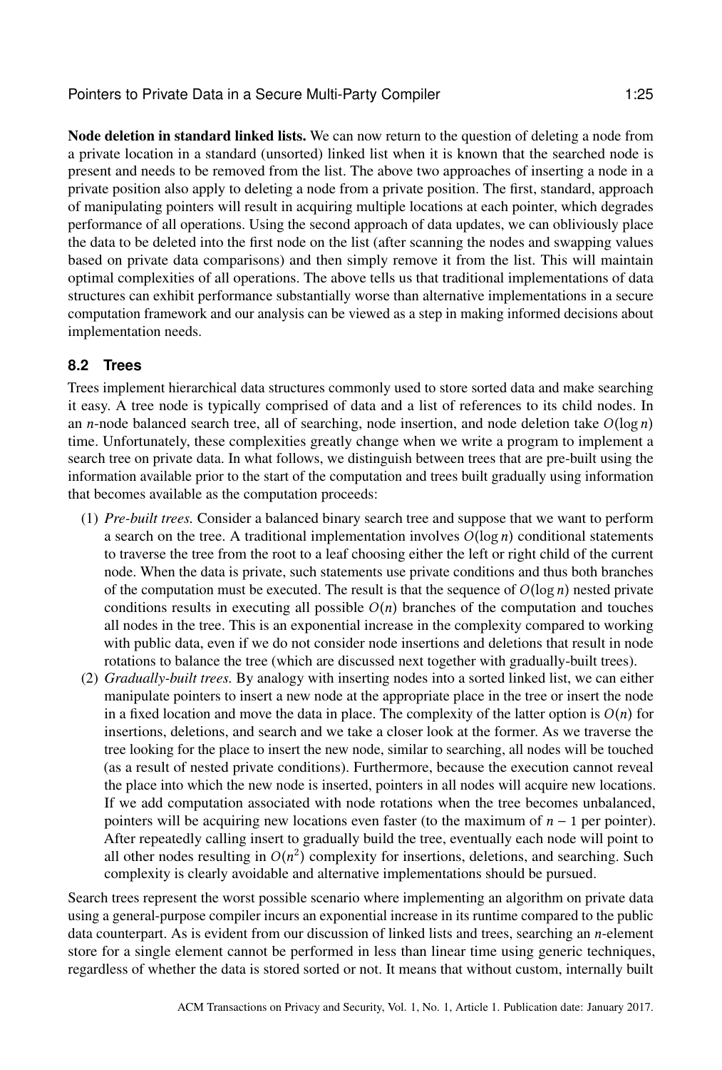**Node deletion in standard linked lists.** We can now return to the question of deleting a node from a private location in a standard (unsorted) linked list when it is known that the searched node is present and needs to be removed from the list. The above two approaches of inserting a node in a private position also apply to deleting a node from a private position. The first, standard, approach of manipulating pointers will result in acquiring multiple locations at each pointer, which degrades performance of all operations. Using the second approach of data updates, we can obliviously place the data to be deleted into the first node on the list (after scanning the nodes and swapping values based on private data comparisons) and then simply remove it from the list. This will maintain optimal complexities of all operations. The above tells us that traditional implementations of data structures can exhibit performance substantially worse than alternative implementations in a secure computation framework and our analysis can be viewed as a step in making informed decisions about implementation needs.

### 8.2 Trees

Trees implement hierarchical data structures commonly used to store sorted data and make searching it easy. A tree node is typically comprised of data and a list of references to its child nodes. In an $n$-node balanced search tree, all of searching, node insertion, and node deletion take $O(\log n)$ time. Unfortunately, these complexities greatly change when we write a program to implement a search tree on private data. In what follows, we distinguish between trees that are pre-built using the information available prior to the start of the computation and trees built gradually using information that becomes available as the computation proceeds:

1. *Pre-built trees.* Consider a balanced binary search tree and suppose that we want to perform a search on the tree. A traditional implementation involves $O(\log n)$ conditional statements to traverse the tree from the root to a leaf choosing either the left or right child of the current node. When the data is private, such statements use private conditions and thus both branches of the computation must be executed. The result is that the sequence of $O(\log n)$ nested private conditions results in executing all possible $O(n)$ branches of the computation and touches all nodes in the tree. This is an exponential increase in the complexity compared to working with public data, even if we do not consider node insertions and deletions that result in node rotations to balance the tree (which are discussed next together with gradually-built trees).
2. *Gradually-built trees.* By analogy with inserting nodes into a sorted linked list, we can either manipulate pointers to insert a new node at the appropriate place in the tree or insert the node in a fixed location and move the data in place. The complexity of the latter option is $O(n)$ for insertions, deletions, and search and we take a closer look at the former. As we traverse the tree looking for the place to insert the new node, similar to searching, all nodes will be touched (as a result of nested private conditions). Furthermore, because the execution cannot reveal the place into which the new node is inserted, pointers in all nodes will acquire new locations. If we add computation associated with node rotations when the tree becomes unbalanced, pointers will be acquiring new locations even faster (to the maximum of $n - 1$ per pointer). After repeatedly calling insert to gradually build the tree, eventually each node will point to all other nodes resulting in $O(n^2)$ complexity for insertions, deletions, and searching. Such complexity is clearly avoidable and alternative implementations should be pursued.

Search trees represent the worst possible scenario where implementing an algorithm on private data using a general-purpose compiler incurs an exponential increase in its runtime compared to the public data counterpart. As is evident from our discussion of linked lists and trees, searching an $n$-element store for a single element cannot be performed in less than linear time using generic techniques, regardless of whether the data is stored sorted or not. It means that without custom, internally built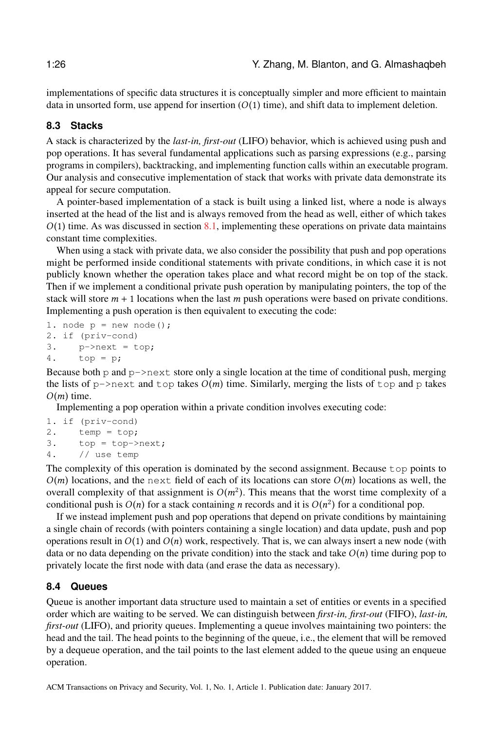implementations of specific data structures it is conceptually simpler and more efficient to maintain data in unsorted form, use append for insertion ($O(1)$ time), and shift data to implement deletion.

### 8.3 Stacks

A stack is characterized by the *last-in, first-out* (LIFO) behavior, which is achieved using push and pop operations. It has several fundamental applications such as parsing expressions (e.g., parsing programs in compilers), backtracking, and implementing function calls within an executable program. Our analysis and consecutive implementation of stack that works with private data demonstrate its appeal for secure computation.

A pointer-based implementation of a stack is built using a linked list, where a node is always inserted at the head of the list and is always removed from the head as well, either of which takes $O(1)$ time. As was discussed in section 8.1, implementing these operations on private data maintains constant time complexities.

When using a stack with private data, we also consider the possibility that push and pop operations might be performed inside conditional statements with private conditions, in which case it is not publicly known whether the operation takes place and what record might be on top of the stack. Then if we implement a conditional private push operation by manipulating pointers, the top of the stack will store $m+1$ locations when the last $m$ push operations were based on private conditions. Implementing a push operation is then equivalent to executing the code:

```
1. node p = new node();
2. if (priv-cond)
3.     p->next = top;
4.     top = p;
```

Because both p and p->next store only a single location at the time of conditional push, merging the lists of p->next and top takes $O(m)$ time. Similarly, merging the lists of top and p takes $O(m)$ time.

Implementing a pop operation within a private condition involves executing code:

```
1. if (priv-cond)
2.     temp = top;
3.     top = top->next;
4.     // use temp
```

The complexity of this operation is dominated by the second assignment. Because top points to $O(m)$ locations, and the next field of each of its locations can store $O(m)$ locations as well, the overall complexity of that assignment is $O(m^2)$. This means that the worst time complexity of a conditional push is $O(n)$ for a stack containing $n$ records and it is $O(n^2)$ for a conditional pop.

If we instead implement push and pop operations that depend on private conditions by maintaining a single chain of records (with pointers containing a single location) and data update, push and pop operations result in $O(1)$ and $O(n)$ work, respectively. That is, we can always insert a new node (with data or no data depending on the private condition) into the stack and take $O(n)$ time during pop to privately locate the first node with data (and erase the data as necessary).

### 8.4 Queues

Queue is another important data structure used to maintain a set of entities or events in a specified order which are waiting to be served. We can distinguish between *first-in, first-out* (FIFO), *last-in, first-out* (LIFO), and priority queues. Implementing a queue involves maintaining two pointers: the head and the tail. The head points to the beginning of the queue, i.e., the element that will be removed by a dequeue operation, and the tail points to the last element added to the queue using an enqueue operation.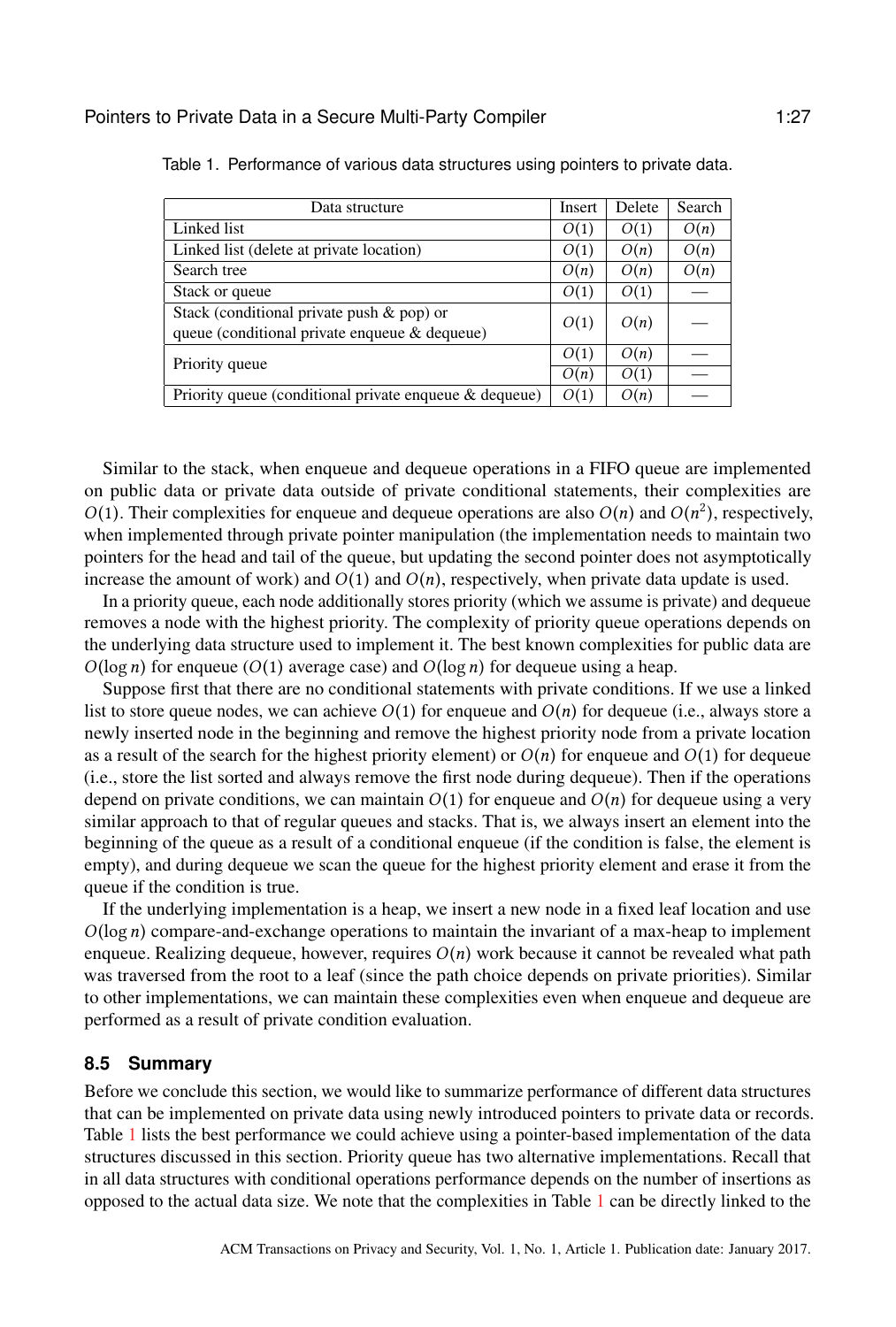Table 1. Performance of various data structures using pointers to private data.

| Data structure | Insert | Delete | Search |
|---|---|---|---|
| Linked list | $O(1)$ | $O(1)$ | $O(n)$ |
| Linked list (delete at private location) | $O(1)$ | $O(n)$ | $O(n)$ |
| Search tree | $O(n)$ | $O(n)$ | $O(n)$ |
| Stack or queue | $O(1)$ | $O(1)$ | — |
| Stack (conditional private push & pop) or queue (conditional private enqueue & dequeue) | $O(1)$ | $O(n)$ | — |
| Priority queue | $O(1)$ | $O(n)$ | — |
| | $O(n)$ | $O(1)$ | — |
| Priority queue (conditional private enqueue & dequeue) | $O(1)$ | $O(n)$ | — |

Similar to the stack, when enqueue and dequeue operations in a FIFO queue are implemented on public data or private data outside of private conditional statements, their complexities are $O(1)$. Their complexities for enqueue and dequeue operations are also $O(n)$ and $O(n^2)$, respectively, when implemented through private pointer manipulation (the implementation needs to maintain two pointers for the head and tail of the queue, but updating the second pointer does not asymptotically increase the amount of work) and $O(1)$ and $O(n)$, respectively, when private data update is used.

In a priority queue, each node additionally stores priority (which we assume is private) and dequeue removes a node with the highest priority. The complexity of priority queue operations depends on the underlying data structure used to implement it. The best known complexities for public data are $O(\log n)$ for enqueue ($O(1)$ average case) and $O(\log n)$ for dequeue using a heap.

Suppose first that there are no conditional statements with private conditions. If we use a linked list to store queue nodes, we can achieve $O(1)$ for enqueue and $O(n)$ for dequeue (i.e., always store a newly inserted node in the beginning and remove the highest priority node from a private location as a result of the search for the highest priority element) or $O(n)$ for enqueue and $O(1)$ for dequeue (i.e., store the list sorted and always remove the first node during dequeue). Then if the operations depend on private conditions, we can maintain $O(1)$ for enqueue and $O(n)$ for dequeue using a very similar approach to that of regular queues and stacks. That is, we always insert an element into the beginning of the queue as a result of a conditional enqueue (if the condition is false, the element is empty), and during dequeue we scan the queue for the highest priority element and erase it from the queue if the condition is true.

If the underlying implementation is a heap, we insert a new node in a fixed leaf location and use $O(\log n)$ compare-and-exchange operations to maintain the invariant of a max-heap to implement enqueue. Realizing dequeue, however, requires $O(n)$ work because it cannot be revealed what path was traversed from the root to a leaf (since the path choice depends on private priorities). Similar to other implementations, we can maintain these complexities even when enqueue and dequeue are performed as a result of private condition evaluation.

### 8.5 Summary

Before we conclude this section, we would like to summarize performance of different data structures that can be implemented on private data using newly introduced pointers to private data or records. Table 1 lists the best performance we could achieve using a pointer-based implementation of the data structures discussed in this section. Priority queue has two alternative implementations. Recall that in all data structures with conditional operations performance depends on the number of insertions as opposed to the actual data size. We note that the complexities in Table 1 can be directly linked to the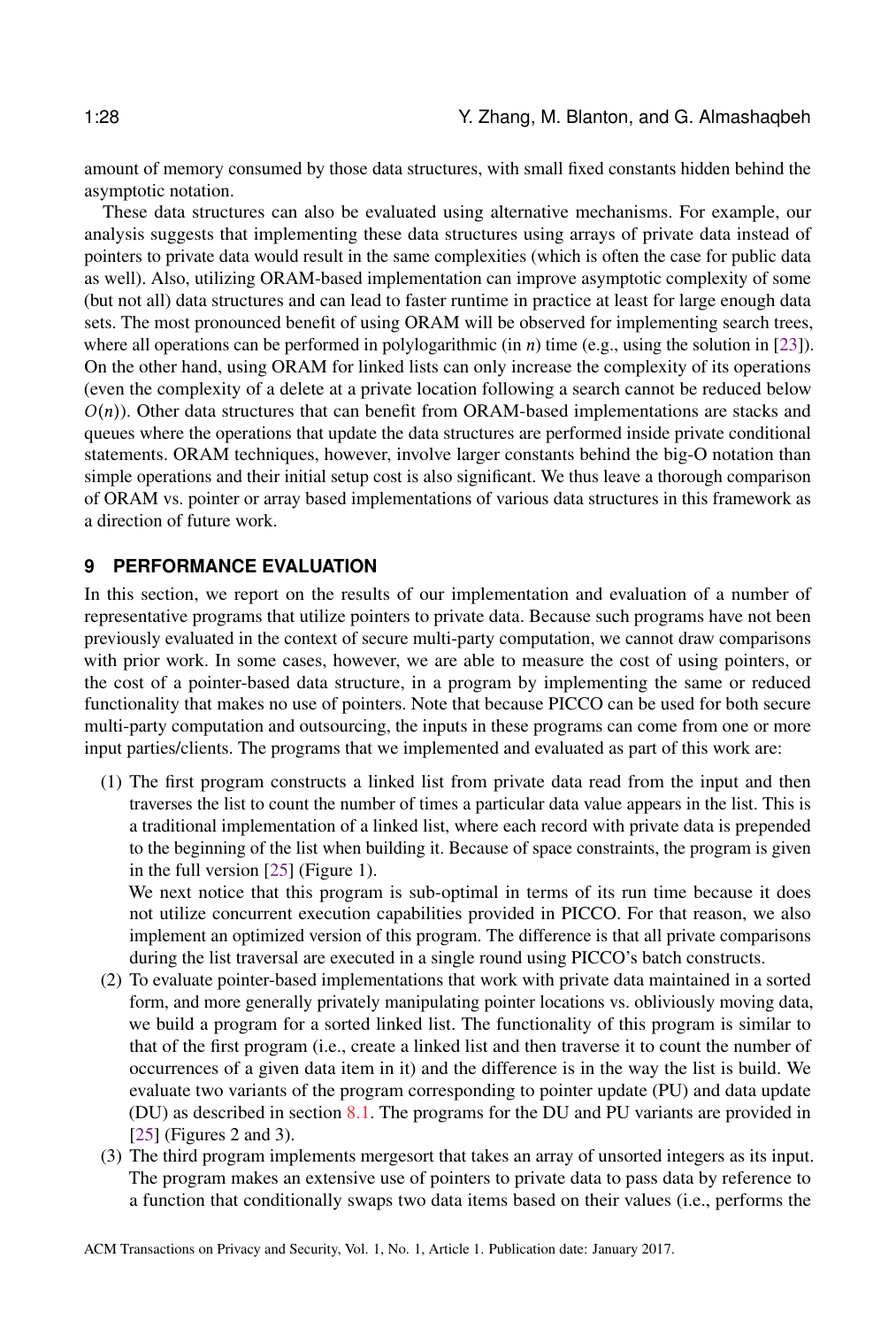amount of memory consumed by those data structures, with small fixed constants hidden behind the asymptotic notation.

These data structures can also be evaluated using alternative mechanisms. For example, our analysis suggests that implementing these data structures using arrays of private data instead of pointers to private data would result in the same complexities (which is often the case for public data as well). Also, utilizing ORAM-based implementation can improve asymptotic complexity of some (but not all) data structures and can lead to faster runtime in practice at least for large enough data sets. The most pronounced benefit of using ORAM will be observed for implementing search trees, where all operations can be performed in polylogarithmic (in $n$) time (e.g., using the solution in [23]). On the other hand, using ORAM for linked lists can only increase the complexity of its operations (even the complexity of a delete at a private location following a search cannot be reduced below $O(n)$). Other data structures that can benefit from ORAM-based implementations are stacks and queues where the operations that update the data structures are performed inside private conditional statements. ORAM techniques, however, involve larger constants behind the big-O notation than simple operations and their initial setup cost is also significant. We thus leave a thorough comparison of ORAM vs. pointer or array based implementations of various data structures in this framework as a direction of future work.

## 9 PERFORMANCE EVALUATION

In this section, we report on the results of our implementation and evaluation of a number of representative programs that utilize pointers to private data. Because such programs have not been previously evaluated in the context of secure multi-party computation, we cannot draw comparisons with prior work. In some cases, however, we are able to measure the cost of using pointers, or the cost of a pointer-based data structure, in a program by implementing the same or reduced functionality that makes no use of pointers. Note that because PICCO can be used for both secure multi-party computation and outsourcing, the inputs in these programs can come from one or more input parties/clients. The programs that we implemented and evaluated as part of this work are:

1. The first program constructs a linked list from private data read from the input and then traverses the list to count the number of times a particular data value appears in the list. This is a traditional implementation of a linked list, where each record with private data is prepended to the beginning of the list when building it. Because of space constraints, the program is given in the full version [25] (Figure 1).
   We next notice that this program is sub-optimal in terms of its run time because it does not utilize concurrent execution capabilities provided in PICCO. For that reason, we also implement an optimized version of this program. The difference is that all private comparisons during the list traversal are executed in a single round using PICCO's batch constructs.
2. To evaluate pointer-based implementations that work with private data maintained in a sorted form, and more generally privately manipulating pointer locations vs. obliviously moving data, we build a program for a sorted linked list. The functionality of this program is similar to that of the first program (i.e., create a linked list and then traverse it to count the number of occurrences of a given data item in it) and the difference is in the way the list is build. We evaluate two variants of the program corresponding to pointer update (PU) and data update (DU) as described in section 8.1. The programs for the DU and PU variants are provided in [25] (Figures 2 and 3).
3. The third program implements mergesort that takes an array of unsorted integers as its input. The program makes an extensive use of pointers to private data to pass data by reference to a function that conditionally swaps two data items based on their values (i.e., performs the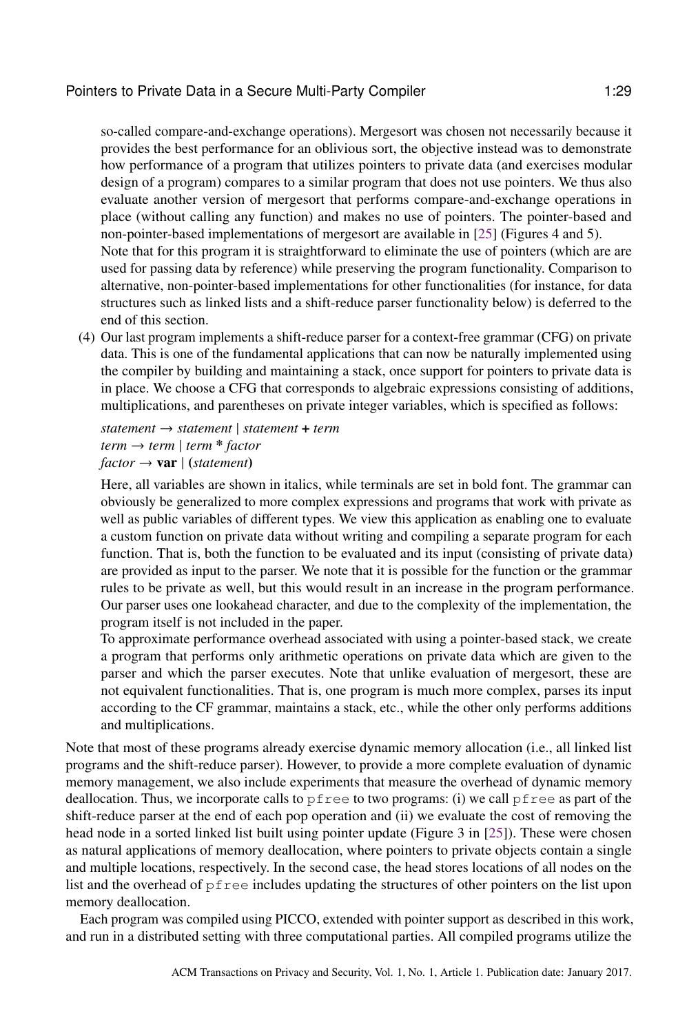so-called compare-and-exchange operations). Mergesort was chosen not necessarily because it provides the best performance for an oblivious sort, the objective instead was to demonstrate how performance of a program that utilizes pointers to private data (and exercises modular design of a program) compares to a similar program that does not use pointers. We thus also evaluate another version of mergesort that performs compare-and-exchange operations in place (without calling any function) and makes no use of pointers. The pointer-based and non-pointer-based implementations of mergesort are available in [25] (Figures 4 and 5).

Note that for this program it is straightforward to eliminate the use of pointers (which are are used for passing data by reference) while preserving the program functionality. Comparison to alternative, non-pointer-based implementations for other functionalities (for instance, for data structures such as linked lists and a shift-reduce parser functionality below) is deferred to the end of this section.

(4) Our last program implements a shift-reduce parser for a context-free grammar (CFG) on private data. This is one of the fundamental applications that can now be naturally implemented using the compiler by building and maintaining a stack, once support for pointers to private data is in place. We choose a CFG that corresponds to algebraic expressions consisting of additions, multiplications, and parentheses on private integer variables, which is specified as follows:

*statement* → *statement* | *statement* **+** *term*
*term* → *term* | *term* **\*** *factor*
*factor* → **var** | **(***statement***)**

Here, all variables are shown in italics, while terminals are set in bold font. The grammar can obviously be generalized to more complex expressions and programs that work with private as well as public variables of different types. We view this application as enabling one to evaluate a custom function on private data without writing and compiling a separate program for each function. That is, both the function to be evaluated and its input (consisting of private data) are provided as input to the parser. We note that it is possible for the function or the grammar rules to be private as well, but this would result in an increase in the program performance. Our parser uses one lookahead character, and due to the complexity of the implementation, the program itself is not included in the paper.

To approximate performance overhead associated with using a pointer-based stack, we create a program that performs only arithmetic operations on private data which are given to the parser and which the parser executes. Note that unlike evaluation of mergesort, these are not equivalent functionalities. That is, one program is much more complex, parses its input according to the CF grammar, maintains a stack, etc., while the other only performs additions and multiplications.

Note that most of these programs already exercise dynamic memory allocation (i.e., all linked list programs and the shift-reduce parser). However, to provide a more complete evaluation of dynamic memory management, we also include experiments that measure the overhead of dynamic memory deallocation. Thus, we incorporate calls to `pfree` to two programs: (i) we call `pfree` as part of the shift-reduce parser at the end of each pop operation and (ii) we evaluate the cost of removing the head node in a sorted linked list built using pointer update (Figure 3 in [25]). These were chosen as natural applications of memory deallocation, where pointers to private objects contain a single and multiple locations, respectively. In the second case, the head stores locations of all nodes on the list and the overhead of `pfree` includes updating the structures of other pointers on the list upon memory deallocation.

Each program was compiled using PICCO, extended with pointer support as described in this work, and run in a distributed setting with three computational parties. All compiled programs utilize the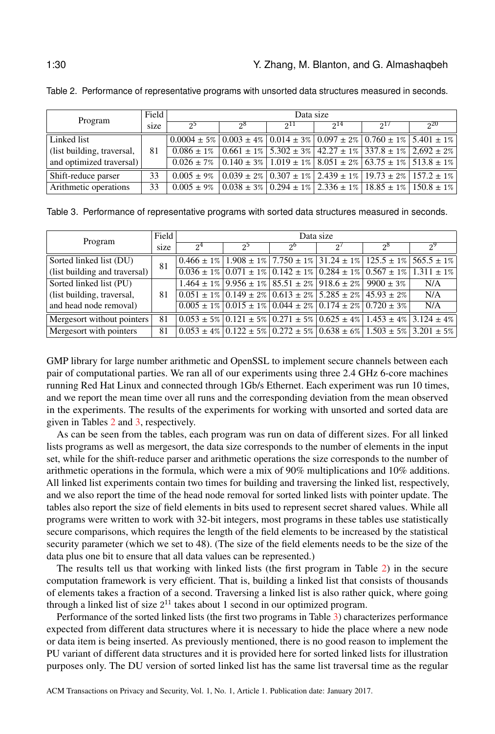Table 2. Performance of representative programs with unsorted data structures measured in seconds.

| Program | Field size | Data size | | | | | |
|---|---|---|---|---|---|---|---|
| | | $2^5$ | $2^8$ | $2^{11}$ | $2^{14}$ | $2^{17}$ | $2^{20}$ |
| Linked list | | 0.0004 ± 5% | 0.003 ± 4% | 0.014 ± 3% | 0.097 ± 2% | 0.760 ± 1% | 5.401 ± 1% |
| (list building, traversal, | 81 | 0.086 ± 1% | 0.661 ± 1% | 5.302 ± 3% | 42.27 ± 1% | 337.8 ± 1% | 2,692 ± 2% |
| and optimized traversal) | | 0.026 ± 7% | 0.140 ± 3% | 1.019 ± 1% | 8.051 ± 2% | 63.75 ± 1% | 513.8 ± 1% |
| Shift-reduce parser | 33 | 0.005 ± 9% | 0.039 ± 2% | 0.307 ± 1% | 2.439 ± 1% | 19.73 ± 2% | 157.2 ± 1% |
| Arithmetic operations | 33 | 0.005 ± 9% | 0.038 ± 3% | 0.294 ± 1% | 2.336 ± 1% | 18.85 ± 1% | 150.8 ± 1% |

Table 3. Performance of representative programs with sorted data structures measured in seconds.

| Program | Field size | Data size | | | | | |
|---|---|---|---|---|---|---|---|
| | | $2^4$ | $2^5$ | $2^6$ | $2^7$ | $2^8$ | $2^9$ |
| Sorted linked list (DU) | 81 | 0.466 ± 1% | 1.908 ± 1% | 7.750 ± 1% | 31.24 ± 1% | 125.5 ± 1% | 565.5 ± 1% |
| (list building and traversal) | | 0.036 ± 1% | 0.071 ± 1% | 0.142 ± 1% | 0.284 ± 1% | 0.567 ± 1% | 1.311 ± 1% |
| Sorted linked list (PU) | | 1.464 ± 1% | 9.956 ± 1% | 85.51 ± 2% | 918.6 ± 2% | 9900 ± 3% | N/A |
| (list building, traversal, | 81 | 0.051 ± 1% | 0.149 ± 2% | 0.613 ± 2% | 5.285 ± 2% | 45.93 ± 2% | N/A |
| and head node removal) | | 0.005 ± 1% | 0.015 ± 1% | 0.044 ± 2% | 0.174 ± 2% | 0.720 ± 3% | N/A |
| Mergesort without pointers | 81 | 0.053 ± 5% | 0.121 ± 5% | 0.271 ± 5% | 0.625 ± 4% | 1.453 ± 4% | 3.124 ± 4% |
| Mergesort with pointers | 81 | 0.053 ± 4% | 0.122 ± 5% | 0.272 ± 5% | 0.638 ± 6% | 1.503 ± 5% | 3.201 ± 5% |

GMP library for large number arithmetic and OpenSSL to implement secure channels between each pair of computational parties. We ran all of our experiments using three 2.4 GHz 6-core machines running Red Hat Linux and connected through 1Gb/s Ethernet. Each experiment was run 10 times, and we report the mean time over all runs and the corresponding deviation from the mean observed in the experiments. The results of the experiments for working with unsorted and sorted data are given in Tables 2 and 3, respectively.

As can be seen from the tables, each program was run on data of different sizes. For all linked lists programs as well as mergesort, the data size corresponds to the number of elements in the input set, while for the shift-reduce parser and arithmetic operations the size corresponds to the number of arithmetic operations in the formula, which were a mix of 90% multiplications and 10% additions. All linked list experiments contain two times for building and traversing the linked list, respectively, and we also report the time of the head node removal for sorted linked lists with pointer update. The tables also report the size of field elements in bits used to represent secret shared values. While all programs were written to work with 32-bit integers, most programs in these tables use statistically secure comparisons, which requires the length of the field elements to be increased by the statistical security parameter (which we set to 48). (The size of the field elements needs to be the size of the data plus one bit to ensure that all data values can be represented.)

The results tell us that working with linked lists (the first program in Table 2) in the secure computation framework is very efficient. That is, building a linked list that consists of thousands of elements takes a fraction of a second. Traversing a linked list is also rather quick, where going through a linked list of size $2^{11}$ takes about 1 second in our optimized program.

Performance of the sorted linked lists (the first two programs in Table 3) characterizes performance expected from different data structures where it is necessary to hide the place where a new node or data item is being inserted. As previously mentioned, there is no good reason to implement the PU variant of different data structures and it is provided here for sorted linked lists for illustration purposes only. The DU version of sorted linked list has the same list traversal time as the regular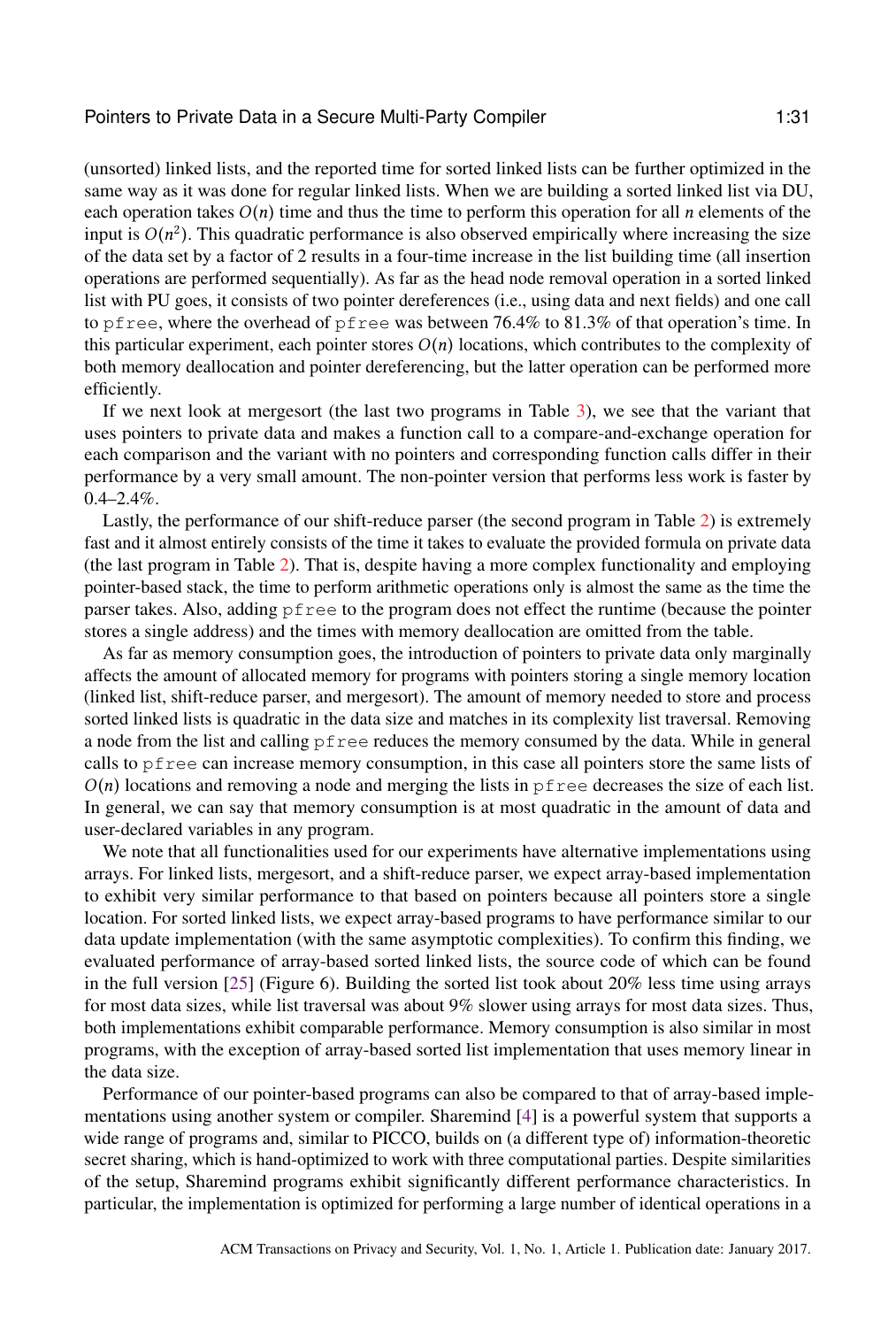(unsorted) linked lists, and the reported time for sorted linked lists can be further optimized in the same way as it was done for regular linked lists. When we are building a sorted linked list via DU, each operation takes $O(n)$ time and thus the time to perform this operation for all $n$ elements of the input is $O(n^2)$. This quadratic performance is also observed empirically where increasing the size of the data set by a factor of 2 results in a four-time increase in the list building time (all insertion operations are performed sequentially). As far as the head node removal operation in a sorted linked list with PU goes, it consists of two pointer dereferences (i.e., using data and next fields) and one call to `pfree`, where the overhead of `pfree` was between 76.4% to 81.3% of that operation's time. In this particular experiment, each pointer stores $O(n)$ locations, which contributes to the complexity of both memory deallocation and pointer dereferencing, but the latter operation can be performed more efficiently.

If we next look at mergesort (the last two programs in Table 3), we see that the variant that uses pointers to private data and makes a function call to a compare-and-exchange operation for each comparison and the variant with no pointers and corresponding function calls differ in their performance by a very small amount. The non-pointer version that performs less work is faster by 0.4–2.4%.

Lastly, the performance of our shift-reduce parser (the second program in Table 2) is extremely fast and it almost entirely consists of the time it takes to evaluate the provided formula on private data (the last program in Table 2). That is, despite having a more complex functionality and employing pointer-based stack, the time to perform arithmetic operations only is almost the same as the time the parser takes. Also, adding `pfree` to the program does not effect the runtime (because the pointer stores a single address) and the times with memory deallocation are omitted from the table.

As far as memory consumption goes, the introduction of pointers to private data only marginally affects the amount of allocated memory for programs with pointers storing a single memory location (linked list, shift-reduce parser, and mergesort). The amount of memory needed to store and process sorted linked lists is quadratic in the data size and matches in its complexity list traversal. Removing a node from the list and calling `pfree` reduces the memory consumed by the data. While in general calls to `pfree` can increase memory consumption, in this case all pointers store the same lists of $O(n)$ locations and removing a node and merging the lists in `pfree` decreases the size of each list. In general, we can say that memory consumption is at most quadratic in the amount of data and user-declared variables in any program.

We note that all functionalities used for our experiments have alternative implementations using arrays. For linked lists, mergesort, and a shift-reduce parser, we expect array-based implementation to exhibit very similar performance to that based on pointers because all pointers store a single location. For sorted linked lists, we expect array-based programs to have performance similar to our data update implementation (with the same asymptotic complexities). To confirm this finding, we evaluated performance of array-based sorted linked lists, the source code of which can be found in the full version [25] (Figure 6). Building the sorted list took about 20% less time using arrays for most data sizes, while list traversal was about 9% slower using arrays for most data sizes. Thus, both implementations exhibit comparable performance. Memory consumption is also similar in most programs, with the exception of array-based sorted list implementation that uses memory linear in the data size.

Performance of our pointer-based programs can also be compared to that of array-based implementations using another system or compiler. Sharemind [4] is a powerful system that supports a wide range of programs and, similar to PICCO, builds on (a different type of) information-theoretic secret sharing, which is hand-optimized to work with three computational parties. Despite similarities of the setup, Sharemind programs exhibit significantly different performance characteristics. In particular, the implementation is optimized for performing a large number of identical operations in a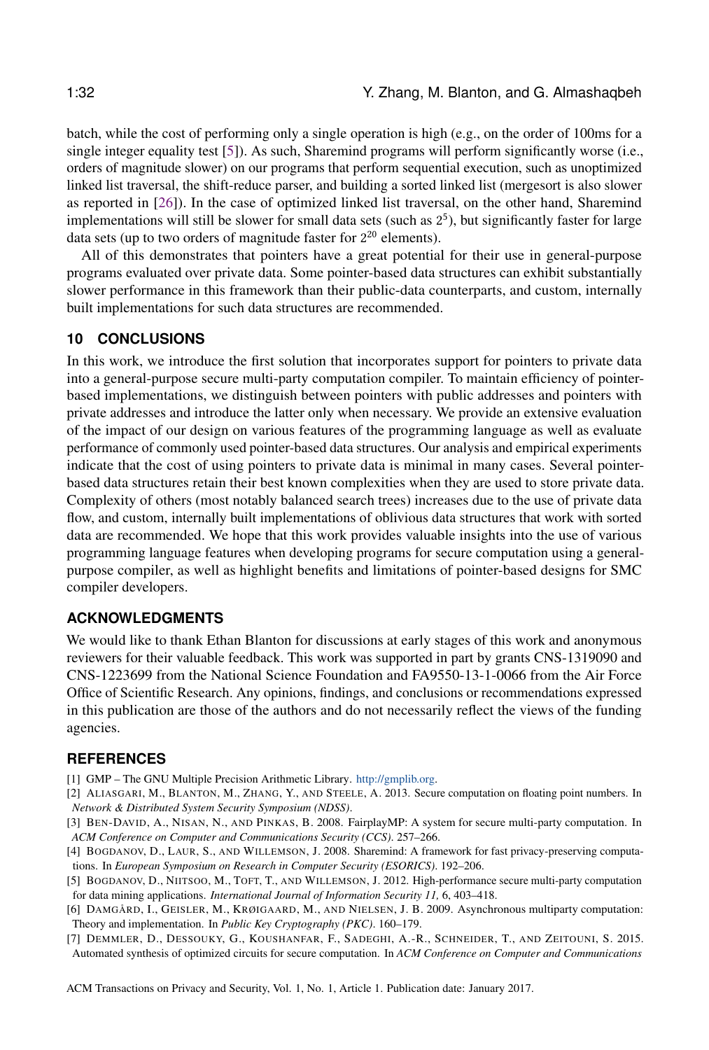batch, while the cost of performing only a single operation is high (e.g., on the order of 100ms for a single integer equality test [5]). As such, Sharemind programs will perform significantly worse (i.e., orders of magnitude slower) on our programs that perform sequential execution, such as unoptimized linked list traversal, the shift-reduce parser, and building a sorted linked list (mergesort is also slower as reported in [26]). In the case of optimized linked list traversal, on the other hand, Sharemind implementations will still be slower for small data sets (such as $2^5$), but significantly faster for large data sets (up to two orders of magnitude faster for $2^{20}$ elements).

All of this demonstrates that pointers have a great potential for their use in general-purpose programs evaluated over private data. Some pointer-based data structures can exhibit substantially slower performance in this framework than their public-data counterparts, and custom, internally built implementations for such data structures are recommended.

## 10 CONCLUSIONS

In this work, we introduce the first solution that incorporates support for pointers to private data into a general-purpose secure multi-party computation compiler. To maintain efficiency of pointer-based implementations, we distinguish between pointers with public addresses and pointers with private addresses and introduce the latter only when necessary. We provide an extensive evaluation of the impact of our design on various features of the programming language as well as evaluate performance of commonly used pointer-based data structures. Our analysis and empirical experiments indicate that the cost of using pointers to private data is minimal in many cases. Several pointer-based data structures retain their best known complexities when they are used to store private data. Complexity of others (most notably balanced search trees) increases due to the use of private data flow, and custom, internally built implementations of oblivious data structures that work with sorted data are recommended. We hope that this work provides valuable insights into the use of various programming language features when developing programs for secure computation using a general-purpose compiler, as well as highlight benefits and limitations of pointer-based designs for SMC compiler developers.

## ACKNOWLEDGMENTS

We would like to thank Ethan Blanton for discussions at early stages of this work and anonymous reviewers for their valuable feedback. This work was supported in part by grants CNS-1319090 and CNS-1223699 from the National Science Foundation and FA9550-13-1-0066 from the Air Force Office of Scientific Research. Any opinions, findings, and conclusions or recommendations expressed in this publication are those of the authors and do not necessarily reflect the views of the funding agencies.

## REFERENCES

[1] GMP – The GNU Multiple Precision Arithmetic Library. http://gmplib.org.

[2] Aliasgari, M., Blanton, M., Zhang, Y., and Steele, A. 2013. Secure computation on floating point numbers. In *Network & Distributed System Security Symposium (NDSS)*.

[3] Ben-David, A., Nisan, N., and Pinkas, B. 2008. FairplayMP: A system for secure multi-party computation. In *ACM Conference on Computer and Communications Security (CCS)*. 257–266.

[4] Bogdanov, D., Laur, S., and Willemson, J. 2008. Sharemind: A framework for fast privacy-preserving computations. In *European Symposium on Research in Computer Security (ESORICS)*. 192–206.

[5] Bogdanov, D., Niitsoo, M., Toft, T., and Willemson, J. 2012. High-performance secure multi-party computation for data mining applications. *International Journal of Information Security 11,* 6, 403–418.

[6] Damgård, I., Geisler, M., Krøigaard, M., and Nielsen, J. B. 2009. Asynchronous multiparty computation: Theory and implementation. In *Public Key Cryptography (PKC)*. 160–179.

[7] Demmler, D., Dessouky, G., Koushanfar, F., Sadeghi, A.-R., Schneider, T., and Zeitouni, S. 2015. Automated synthesis of optimized circuits for secure computation. In *ACM Conference on Computer and Communications*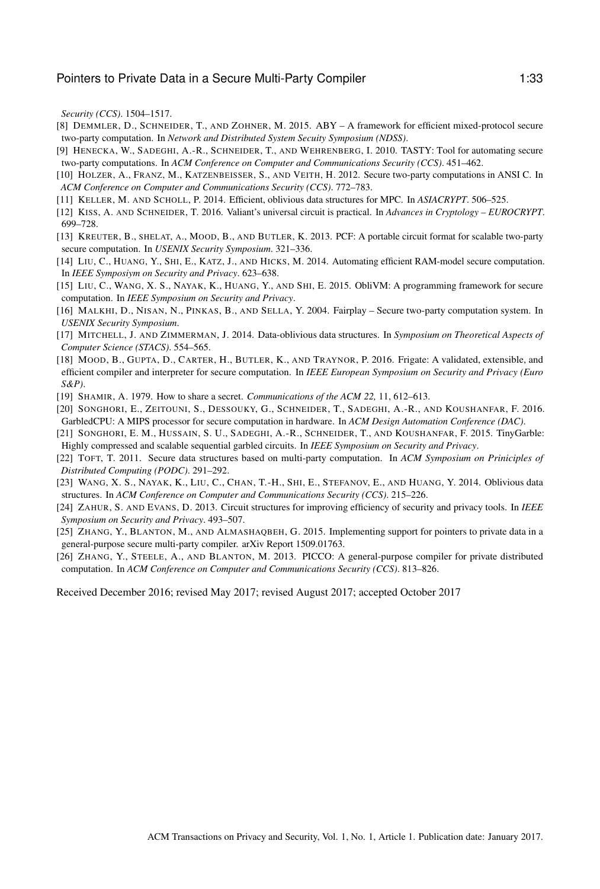*Security (CCS)*. 1504–1517.

[8] Demmler, D., Schneider, T., and Zohner, M. 2015. ABY – A framework for efficient mixed-protocol secure two-party computation. In *Network and Distributed System Secuity Symposium (NDSS)*.

[9] Henecka, W., Sadeghi, A.-R., Schneider, T., and Wehrenberg, I. 2010. TASTY: Tool for automating secure two-party computations. In *ACM Conference on Computer and Communications Security (CCS)*. 451–462.

[10] Holzer, A., Franz, M., Katzenbeisser, S., and Veith, H. 2012. Secure two-party computations in ANSI C. In *ACM Conference on Computer and Communications Security (CCS)*. 772–783.

[11] Keller, M. and Scholl, P. 2014. Efficient, oblivious data structures for MPC. In *ASIACRYPT*. 506–525.

[12] Kiss, A. and Schneider, T. 2016. Valiant's universal circuit is practical. In *Advances in Cryptology – EUROCRYPT*. 699–728.

[13] Kreuter, B., shelat, a., Mood, B., and Butler, K. 2013. PCF: A portable circuit format for scalable two-party secure computation. In *USENIX Security Symposium*. 321–336.

[14] Liu, C., Huang, Y., Shi, E., Katz, J., and Hicks, M. 2014. Automating efficient RAM-model secure computation. In *IEEE Symposiym on Security and Privacy*. 623–638.

[15] Liu, C., Wang, X. S., Nayak, K., Huang, Y., and Shi, E. 2015. ObliVM: A programming framework for secure computation. In *IEEE Symposium on Security and Privacy*.

[16] Malkhi, D., Nisan, N., Pinkas, B., and Sella, Y. 2004. Fairplay – Secure two-party computation system. In *USENIX Security Symposium*.

[17] Mitchell, J. and Zimmerman, J. 2014. Data-oblivious data structures. In *Symposium on Theoretical Aspects of Computer Science (STACS)*. 554–565.

[18] Mood, B., Gupta, D., Carter, H., Butler, K., and Traynor, P. 2016. Frigate: A validated, extensible, and efficient compiler and interpreter for secure computation. In *IEEE European Symposium on Security and Privacy (Euro S&P)*.

[19] Shamir, A. 1979. How to share a secret. *Communications of the ACM 22,* 11, 612–613.

[20] Songhori, E., Zeitouni, S., Dessouky, G., Schneider, T., Sadeghi, A.-R., and Koushanfar, F. 2016. GarbledCPU: A MIPS processor for secure computation in hardware. In *ACM Design Automation Conference (DAC)*.

[21] Songhori, E. M., Hussain, S. U., Sadeghi, A.-R., Schneider, T., and Koushanfar, F. 2015. TinyGarble: Highly compressed and scalable sequential garbled circuits. In *IEEE Symposium on Security and Privacy*.

[22] Toft, T. 2011. Secure data structures based on multi-party computation. In *ACM Symposium on Priniciples of Distributed Computing (PODC)*. 291–292.

[23] Wang, X. S., Nayak, K., Liu, C., Chan, T.-H., Shi, E., Stefanov, E., and Huang, Y. 2014. Oblivious data structures. In *ACM Conference on Computer and Communications Security (CCS)*. 215–226.

[24] Zahur, S. and Evans, D. 2013. Circuit structures for improving efficiency of security and privacy tools. In *IEEE Symposium on Security and Privacy*. 493–507.

[25] Zhang, Y., Blanton, M., and Almashaqbeh, G. 2015. Implementing support for pointers to private data in a general-purpose secure multi-party compiler. arXiv Report 1509.01763.

[26] Zhang, Y., Steele, A., and Blanton, M. 2013. PICCO: A general-purpose compiler for private distributed computation. In *ACM Conference on Computer and Communications Security (CCS)*. 813–826.

Received December 2016; revised May 2017; revised August 2017; accepted October 2017